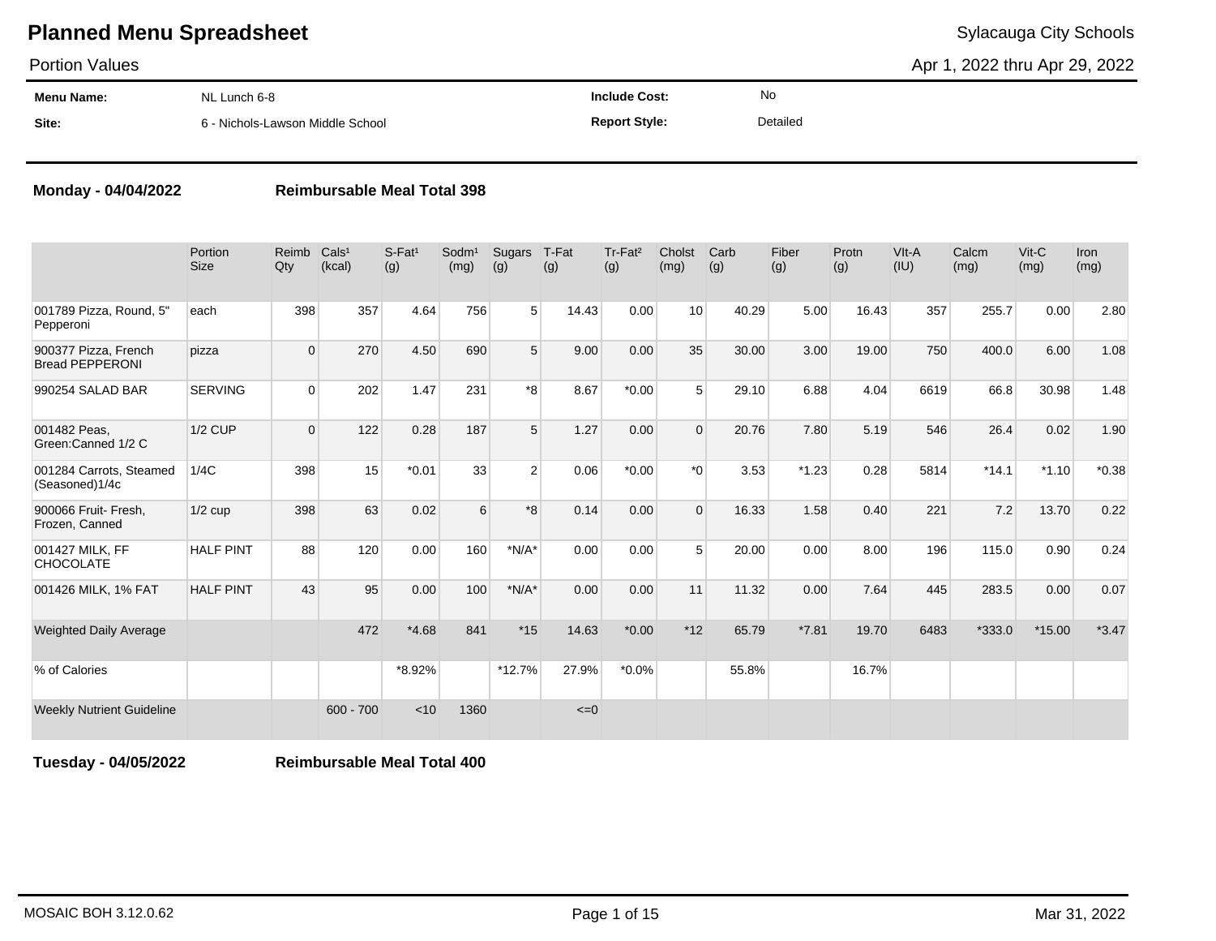# Planned Menu Spreadsheet

Sylacauga City Schools

Portion Values

Apr 1, 2022 thru Apr 29, 2022

| | | | |
|---|---|---|---|
| **Menu Name:** | NL Lunch 6-8 | **Include Cost:** | No |
| **Site:** | 6 - Nichols-Lawson Middle School | **Report Style:** | Detailed |

**Monday - 04/04/2022** **Reimbursable Meal Total 398**

| | Portion Size | Reimb Qty | Cals[1] (kcal) | S-Fat[1] (g) | Sodm[1] (mg) | Sugars (g) | T-Fat (g) | Tr-Fat[2] (g) | Cholst (mg) | Carb (g) | Fiber (g) | Protn (g) | VIt-A (IU) | Calcm (mg) | Vit-C (mg) | Iron (mg) |
|---|---|---|---|---|---|---|---|---|---|---|---|---|---|---|---|---|
| 001789 Pizza, Round, 5" Pepperoni | each | 398 | 357 | 4.64 | 756 | 5 | 14.43 | 0.00 | 10 | 40.29 | 5.00 | 16.43 | 357 | 255.7 | 0.00 | 2.80 |
| 900377 Pizza, French Bread PEPPERONI | pizza | 0 | 270 | 4.50 | 690 | 5 | 9.00 | 0.00 | 35 | 30.00 | 3.00 | 19.00 | 750 | 400.0 | 6.00 | 1.08 |
| 990254 SALAD BAR | SERVING | 0 | 202 | 1.47 | 231 | *8 | 8.67 | *0.00 | 5 | 29.10 | 6.88 | 4.04 | 6619 | 66.8 | 30.98 | 1.48 |
| 001482 Peas, Green:Canned 1/2 C | 1/2 CUP | 0 | 122 | 0.28 | 187 | 5 | 1.27 | 0.00 | 0 | 20.76 | 7.80 | 5.19 | 546 | 26.4 | 0.02 | 1.90 |
| 001284 Carrots, Steamed (Seasoned)1/4c | 1/4C | 398 | 15 | *0.01 | 33 | 2 | 0.06 | *0.00 | *0 | 3.53 | *1.23 | 0.28 | 5814 | *14.1 | *1.10 | *0.38 |
| 900066 Fruit- Fresh, Frozen, Canned | 1/2 cup | 398 | 63 | 0.02 | 6 | *8 | 0.14 | 0.00 | 0 | 16.33 | 1.58 | 0.40 | 221 | 7.2 | 13.70 | 0.22 |
| 001427 MILK, FF CHOCOLATE | HALF PINT | 88 | 120 | 0.00 | 160 | *N/A* | 0.00 | 0.00 | 5 | 20.00 | 0.00 | 8.00 | 196 | 115.0 | 0.90 | 0.24 |
| 001426 MILK, 1% FAT | HALF PINT | 43 | 95 | 0.00 | 100 | *N/A* | 0.00 | 0.00 | 11 | 11.32 | 0.00 | 7.64 | 445 | 283.5 | 0.00 | 0.07 |
| Weighted Daily Average | | | 472 | *4.68 | 841 | *15 | 14.63 | *0.00 | *12 | 65.79 | *7.81 | 19.70 | 6483 | *333.0 | *15.00 | *3.47 |
| % of Calories | | | | *8.92% | | *12.7% | 27.9% | *0.0% | | 55.8% | | 16.7% | | | | |
| Weekly Nutrient Guideline | | | 600 - 700 | <10 | 1360 | | <=0 | | | | | | | | | |

**Tuesday - 04/05/2022** **Reimbursable Meal Total 400**

MOSAIC BOH 3.12.0.62 Mar 31, 2022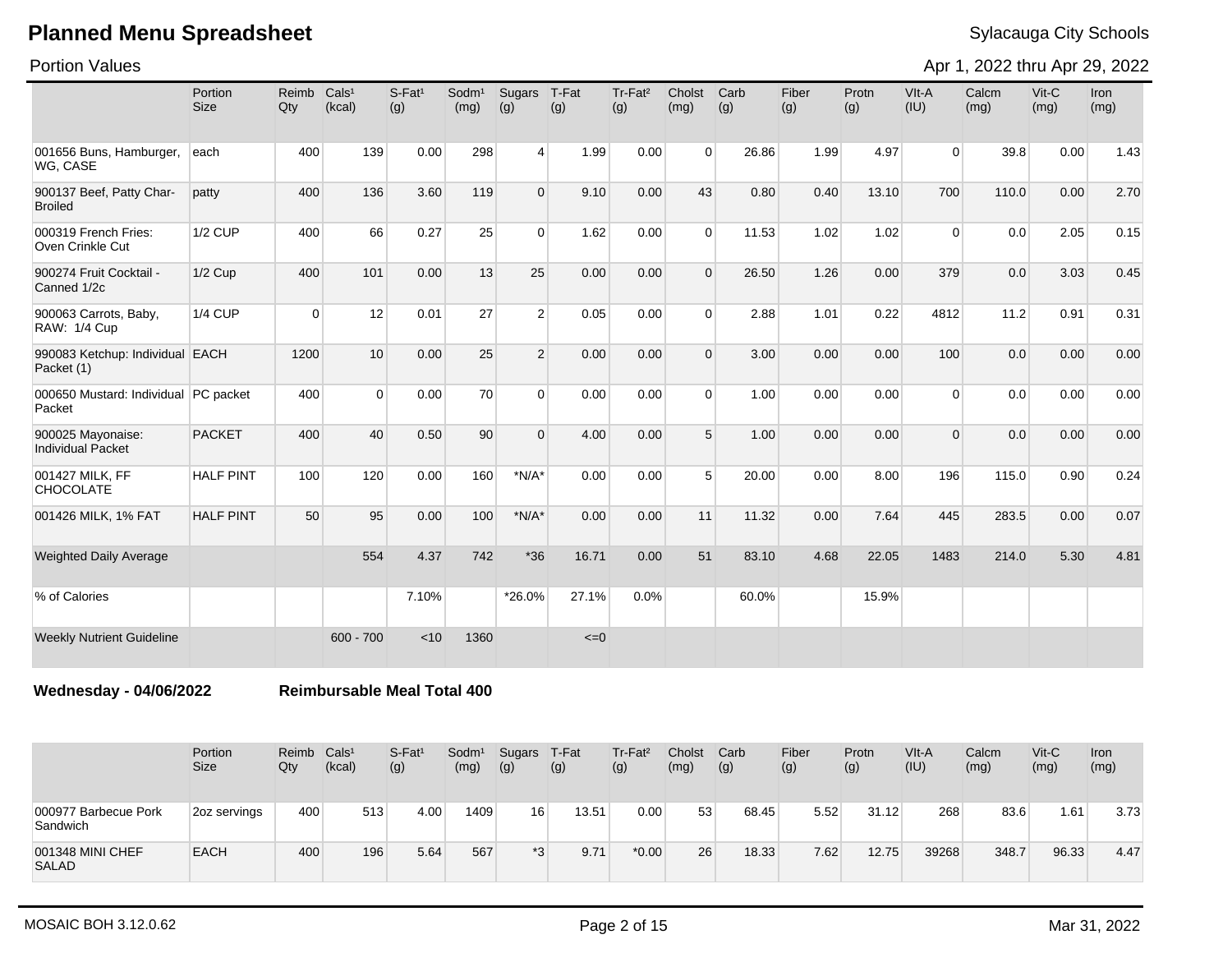# Planned Menu Spreadsheet

Sylacauga City Schools

Portion Values

Apr 1, 2022 thru Apr 29, 2022

| | Portion Size | Reimb Qty | Cals¹ (kcal) | S-Fat¹ (g) | Sodm¹ (mg) | Sugars (g) | T-Fat (g) | Tr-Fat² (g) | Cholst (mg) | Carb (g) | Fiber (g) | Protn (g) | VIt-A (IU) | Calcm (mg) | Vit-C (mg) | Iron (mg) |
|---|---|---|---|---|---|---|---|---|---|---|---|---|---|---|---|---|
| 001656 Buns, Hamburger, WG, CASE | each | 400 | 139 | 0.00 | 298 | 4 | 1.99 | 0.00 | 0 | 26.86 | 1.99 | 4.97 | 0 | 39.8 | 0.00 | 1.43 |
| 900137 Beef, Patty Char-Broiled | patty | 400 | 136 | 3.60 | 119 | 0 | 9.10 | 0.00 | 43 | 0.80 | 0.40 | 13.10 | 700 | 110.0 | 0.00 | 2.70 |
| 000319 French Fries: Oven Crinkle Cut | 1/2 CUP | 400 | 66 | 0.27 | 25 | 0 | 1.62 | 0.00 | 0 | 11.53 | 1.02 | 1.02 | 0 | 0.0 | 2.05 | 0.15 |
| 900274 Fruit Cocktail - Canned 1/2c | 1/2 Cup | 400 | 101 | 0.00 | 13 | 25 | 0.00 | 0.00 | 0 | 26.50 | 1.26 | 0.00 | 379 | 0.0 | 3.03 | 0.45 |
| 900063 Carrots, Baby, RAW: 1/4 Cup | 1/4 CUP | 0 | 12 | 0.01 | 27 | 2 | 0.05 | 0.00 | 0 | 2.88 | 1.01 | 0.22 | 4812 | 11.2 | 0.91 | 0.31 |
| 990083 Ketchup: Individual Packet (1) | EACH | 1200 | 10 | 0.00 | 25 | 2 | 0.00 | 0.00 | 0 | 3.00 | 0.00 | 0.00 | 100 | 0.0 | 0.00 | 0.00 |
| 000650 Mustard: Individual Packet | PC packet | 400 | 0 | 0.00 | 70 | 0 | 0.00 | 0.00 | 0 | 1.00 | 0.00 | 0.00 | 0 | 0.0 | 0.00 | 0.00 |
| 900025 Mayonaise: Individual Packet | PACKET | 400 | 40 | 0.50 | 90 | 0 | 4.00 | 0.00 | 5 | 1.00 | 0.00 | 0.00 | 0 | 0.0 | 0.00 | 0.00 |
| 001427 MILK, FF CHOCOLATE | HALF PINT | 100 | 120 | 0.00 | 160 | *N/A* | 0.00 | 0.00 | 5 | 20.00 | 0.00 | 8.00 | 196 | 115.0 | 0.90 | 0.24 |
| 001426 MILK, 1% FAT | HALF PINT | 50 | 95 | 0.00 | 100 | *N/A* | 0.00 | 0.00 | 11 | 11.32 | 0.00 | 7.64 | 445 | 283.5 | 0.00 | 0.07 |
| Weighted Daily Average | | | 554 | 4.37 | 742 | *36 | 16.71 | 0.00 | 51 | 83.10 | 4.68 | 22.05 | 1483 | 214.0 | 5.30 | 4.81 |
| % of Calories | | | | 7.10% | | *26.0% | 27.1% | 0.0% | | 60.0% | | 15.9% | | | | |
| Weekly Nutrient Guideline | | | 600 - 700 | <10 | 1360 | | <=0 | | | | | | | | | |

**Wednesday - 04/06/2022** **Reimbursable Meal Total 400**

| | Portion Size | Reimb Qty | Cals¹ (kcal) | S-Fat¹ (g) | Sodm¹ (mg) | Sugars (g) | T-Fat (g) | Tr-Fat² (g) | Cholst (mg) | Carb (g) | Fiber (g) | Protn (g) | VIt-A (IU) | Calcm (mg) | Vit-C (mg) | Iron (mg) |
|---|---|---|---|---|---|---|---|---|---|---|---|---|---|---|---|---|
| 000977 Barbecue Pork Sandwich | 2oz servings | 400 | 513 | 4.00 | 1409 | 16 | 13.51 | 0.00 | 53 | 68.45 | 5.52 | 31.12 | 268 | 83.6 | 1.61 | 3.73 |
| 001348 MINI CHEF SALAD | EACH | 400 | 196 | 5.64 | 567 | *3 | 9.71 | *0.00 | 26 | 18.33 | 7.62 | 12.75 | 39268 | 348.7 | 96.33 | 4.47 |

MOSAIC BOH 3.12.0.62

Mar 31, 2022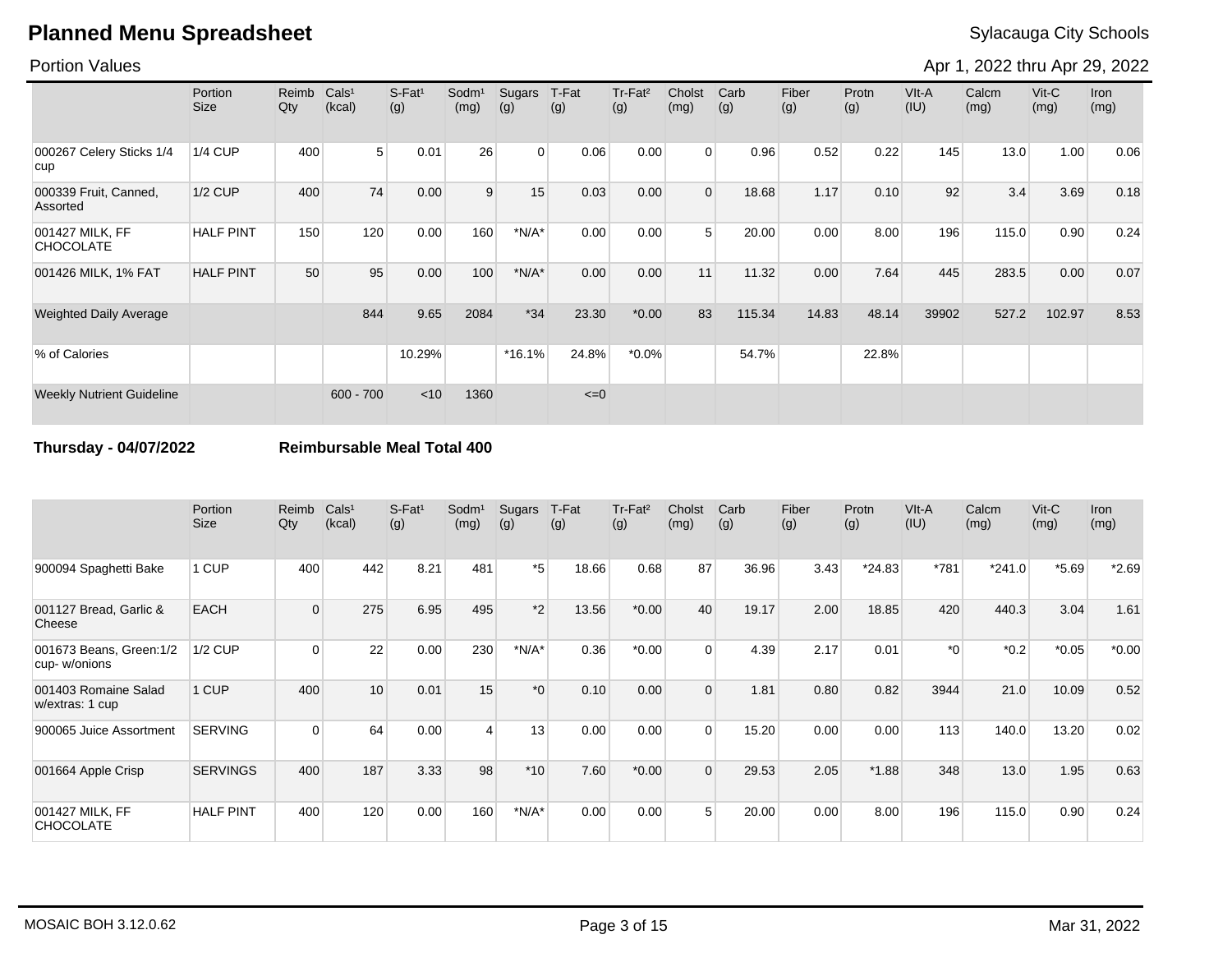# Planned Menu Spreadsheet

Sylacauga City Schools

Portion Values

Apr 1, 2022 thru Apr 29, 2022

| | Portion Size | Reimb Qty | Cals¹ (kcal) | S-Fat¹ (g) | Sodm¹ (mg) | Sugars (g) | T-Fat (g) | Tr-Fat² (g) | Cholst (mg) | Carb (g) | Fiber (g) | Protn (g) | VIt-A (IU) | Calcm (mg) | Vit-C (mg) | Iron (mg) |
|---|---|---|---|---|---|---|---|---|---|---|---|---|---|---|---|---|
| 000267 Celery Sticks 1/4 cup | 1/4 CUP | 400 | 5 | 0.01 | 26 | 0 | 0.06 | 0.00 | 0 | 0.96 | 0.52 | 0.22 | 145 | 13.0 | 1.00 | 0.06 |
| 000339 Fruit, Canned, Assorted | 1/2 CUP | 400 | 74 | 0.00 | 9 | 15 | 0.03 | 0.00 | 0 | 18.68 | 1.17 | 0.10 | 92 | 3.4 | 3.69 | 0.18 |
| 001427 MILK, FF CHOCOLATE | HALF PINT | 150 | 120 | 0.00 | 160 | *N/A* | 0.00 | 0.00 | 5 | 20.00 | 0.00 | 8.00 | 196 | 115.0 | 0.90 | 0.24 |
| 001426 MILK, 1% FAT | HALF PINT | 50 | 95 | 0.00 | 100 | *N/A* | 0.00 | 0.00 | 11 | 11.32 | 0.00 | 7.64 | 445 | 283.5 | 0.00 | 0.07 |
| Weighted Daily Average | | | 844 | 9.65 | 2084 | *34 | 23.30 | *0.00 | 83 | 115.34 | 14.83 | 48.14 | 39902 | 527.2 | 102.97 | 8.53 |
| % of Calories | | | | 10.29% | | *16.1% | 24.8% | *0.0% | | 54.7% | | 22.8% | | | | |
| Weekly Nutrient Guideline | | | 600 - 700 | <10 | 1360 | | <=0 | | | | | | | | | |

**Thursday - 04/07/2022** **Reimbursable Meal Total 400**

| | Portion Size | Reimb Qty | Cals¹ (kcal) | S-Fat¹ (g) | Sodm¹ (mg) | Sugars (g) | T-Fat (g) | Tr-Fat² (g) | Cholst (mg) | Carb (g) | Fiber (g) | Protn (g) | VIt-A (IU) | Calcm (mg) | Vit-C (mg) | Iron (mg) |
|---|---|---|---|---|---|---|---|---|---|---|---|---|---|---|---|---|
| 900094 Spaghetti Bake | 1 CUP | 400 | 442 | 8.21 | 481 | *5 | 18.66 | 0.68 | 87 | 36.96 | 3.43 | *24.83 | *781 | *241.0 | *5.69 | *2.69 |
| 001127 Bread, Garlic & Cheese | EACH | 0 | 275 | 6.95 | 495 | *2 | 13.56 | *0.00 | 40 | 19.17 | 2.00 | 18.85 | 420 | 440.3 | 3.04 | 1.61 |
| 001673 Beans, Green:1/2 cup- w/onions | 1/2 CUP | 0 | 22 | 0.00 | 230 | *N/A* | 0.36 | *0.00 | 0 | 4.39 | 2.17 | 0.01 | *0 | *0.2 | *0.05 | *0.00 |
| 001403 Romaine Salad w/extras: 1 cup | 1 CUP | 400 | 10 | 0.01 | 15 | *0 | 0.10 | 0.00 | 0 | 1.81 | 0.80 | 0.82 | 3944 | 21.0 | 10.09 | 0.52 |
| 900065 Juice Assortment | SERVING | 0 | 64 | 0.00 | 4 | 13 | 0.00 | 0.00 | 0 | 15.20 | 0.00 | 0.00 | 113 | 140.0 | 13.20 | 0.02 |
| 001664 Apple Crisp | SERVINGS | 400 | 187 | 3.33 | 98 | *10 | 7.60 | *0.00 | 0 | 29.53 | 2.05 | *1.88 | 348 | 13.0 | 1.95 | 0.63 |
| 001427 MILK, FF CHOCOLATE | HALF PINT | 400 | 120 | 0.00 | 160 | *N/A* | 0.00 | 0.00 | 5 | 20.00 | 0.00 | 8.00 | 196 | 115.0 | 0.90 | 0.24 |

MOSAIC BOH 3.12.0.62

Mar 31, 2022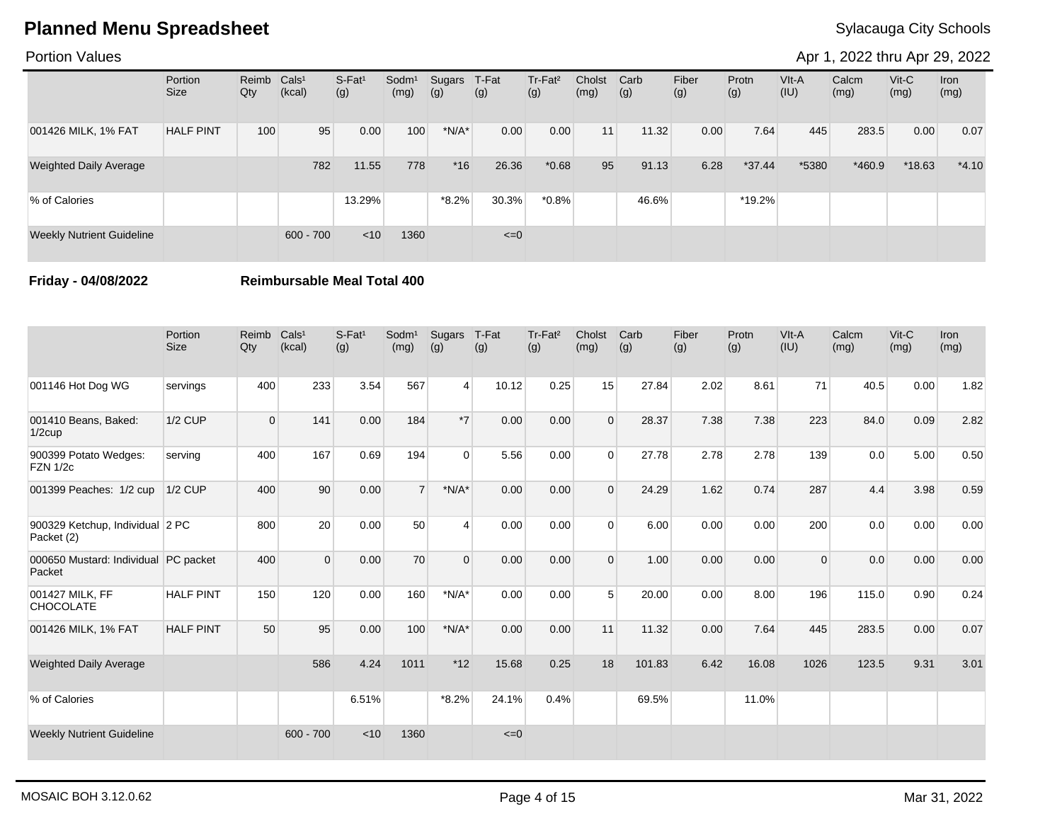# Planned Menu Spreadsheet

Sylacauga City Schools

Portion Values

Apr 1, 2022 thru Apr 29, 2022

| | Portion Size | Reimb Qty | Cals¹ (kcal) | S-Fat¹ (g) | Sodm¹ (mg) | Sugars (g) | T-Fat (g) | Tr-Fat² (g) | Cholst (mg) | Carb (g) | Fiber (g) | Protn (g) | VIt-A (IU) | Calcm (mg) | Vit-C (mg) | Iron (mg) |
|---|---|---|---|---|---|---|---|---|---|---|---|---|---|---|---|---|
| 001426 MILK, 1% FAT | HALF PINT | 100 | 95 | 0.00 | 100 | *N/A* | 0.00 | 0.00 | 11 | 11.32 | 0.00 | 7.64 | 445 | 283.5 | 0.00 | 0.07 |
| Weighted Daily Average | | | 782 | 11.55 | 778 | *16 | 26.36 | *0.68 | 95 | 91.13 | 6.28 | *37.44 | *5380 | *460.9 | *18.63 | *4.10 |
| % of Calories | | | | 13.29% | | *8.2% | 30.3% | *0.8% | | 46.6% | | *19.2% | | | | |
| Weekly Nutrient Guideline | | | 600 - 700 | <10 | 1360 | | <=0 | | | | | | | | | |

**Friday - 04/08/2022** **Reimbursable Meal Total 400**

| | Portion Size | Reimb Qty | Cals¹ (kcal) | S-Fat¹ (g) | Sodm¹ (mg) | Sugars (g) | T-Fat (g) | Tr-Fat² (g) | Cholst (mg) | Carb (g) | Fiber (g) | Protn (g) | VIt-A (IU) | Calcm (mg) | Vit-C (mg) | Iron (mg) |
|---|---|---|---|---|---|---|---|---|---|---|---|---|---|---|---|---|
| 001146 Hot Dog WG | servings | 400 | 233 | 3.54 | 567 | 4 | 10.12 | 0.25 | 15 | 27.84 | 2.02 | 8.61 | 71 | 40.5 | 0.00 | 1.82 |
| 001410 Beans, Baked: 1/2cup | 1/2 CUP | 0 | 141 | 0.00 | 184 | *7 | 0.00 | 0.00 | 0 | 28.37 | 7.38 | 7.38 | 223 | 84.0 | 0.09 | 2.82 |
| 900399 Potato Wedges: FZN 1/2c | serving | 400 | 167 | 0.69 | 194 | 0 | 5.56 | 0.00 | 0 | 27.78 | 2.78 | 2.78 | 139 | 0.0 | 5.00 | 0.50 |
| 001399 Peaches: 1/2 cup | 1/2 CUP | 400 | 90 | 0.00 | 7 | *N/A* | 0.00 | 0.00 | 0 | 24.29 | 1.62 | 0.74 | 287 | 4.4 | 3.98 | 0.59 |
| 900329 Ketchup, Individual Packet (2) | 2 PC | 800 | 20 | 0.00 | 50 | 4 | 0.00 | 0.00 | 0 | 6.00 | 0.00 | 0.00 | 200 | 0.0 | 0.00 | 0.00 |
| 000650 Mustard: Individual Packet | PC packet | 400 | 0 | 0.00 | 70 | 0 | 0.00 | 0.00 | 0 | 1.00 | 0.00 | 0.00 | 0 | 0.0 | 0.00 | 0.00 |
| 001427 MILK, FF CHOCOLATE | HALF PINT | 150 | 120 | 0.00 | 160 | *N/A* | 0.00 | 0.00 | 5 | 20.00 | 0.00 | 8.00 | 196 | 115.0 | 0.90 | 0.24 |
| 001426 MILK, 1% FAT | HALF PINT | 50 | 95 | 0.00 | 100 | *N/A* | 0.00 | 0.00 | 11 | 11.32 | 0.00 | 7.64 | 445 | 283.5 | 0.00 | 0.07 |
| Weighted Daily Average | | | 586 | 4.24 | 1011 | *12 | 15.68 | 0.25 | 18 | 101.83 | 6.42 | 16.08 | 1026 | 123.5 | 9.31 | 3.01 |
| % of Calories | | | | 6.51% | | *8.2% | 24.1% | 0.4% | | 69.5% | | 11.0% | | | | |
| Weekly Nutrient Guideline | | | 600 - 700 | <10 | 1360 | | <=0 | | | | | | | | | |

MOSAIC BOH 3.12.0.62

Mar 31, 2022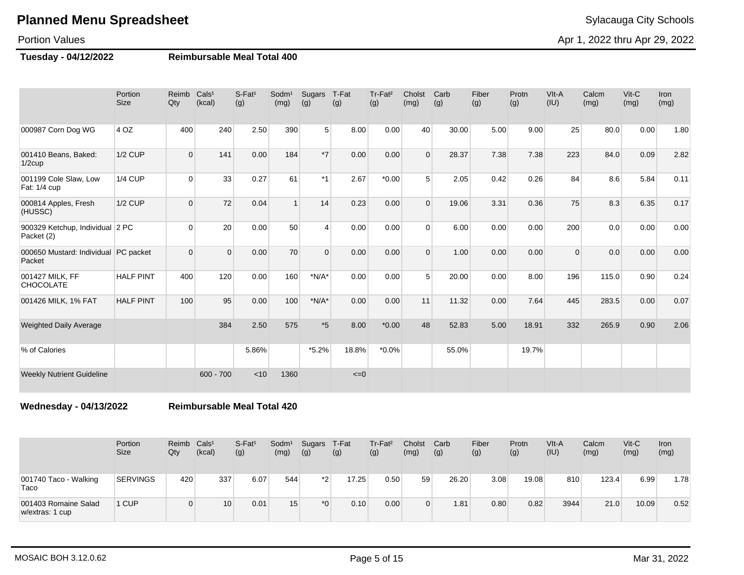# Planned Menu Spreadsheet

Sylacauga City Schools

Portion Values

Apr 1, 2022 thru Apr 29, 2022

**Tuesday - 04/12/2022** **Reimbursable Meal Total 400**

| | Portion Size | Reimb Qty | Cals¹ (kcal) | S-Fat¹ (g) | Sodm¹ (mg) | Sugars (g) | T-Fat (g) | Tr-Fat² (g) | Cholst (mg) | Carb (g) | Fiber (g) | Protn (g) | VIt-A (IU) | Calcm (mg) | Vit-C (mg) | Iron (mg) |
|---|---|---|---|---|---|---|---|---|---|---|---|---|---|---|---|---|
| 000987 Corn Dog WG | 4 OZ | 400 | 240 | 2.50 | 390 | 5 | 8.00 | 0.00 | 40 | 30.00 | 5.00 | 9.00 | 25 | 80.0 | 0.00 | 1.80 |
| 001410 Beans, Baked: 1/2cup | 1/2 CUP | 0 | 141 | 0.00 | 184 | *7 | 0.00 | 0.00 | 0 | 28.37 | 7.38 | 7.38 | 223 | 84.0 | 0.09 | 2.82 |
| 001199 Cole Slaw, Low Fat: 1/4 cup | 1/4 CUP | 0 | 33 | 0.27 | 61 | *1 | 2.67 | *0.00 | 5 | 2.05 | 0.42 | 0.26 | 84 | 8.6 | 5.84 | 0.11 |
| 000814 Apples, Fresh (HUSSC) | 1/2 CUP | 0 | 72 | 0.04 | 1 | 14 | 0.23 | 0.00 | 0 | 19.06 | 3.31 | 0.36 | 75 | 8.3 | 6.35 | 0.17 |
| 900329 Ketchup, Individual Packet (2) | 2 PC | 0 | 20 | 0.00 | 50 | 4 | 0.00 | 0.00 | 0 | 6.00 | 0.00 | 0.00 | 200 | 0.0 | 0.00 | 0.00 |
| 000650 Mustard: Individual Packet | PC packet | 0 | 0 | 0.00 | 70 | 0 | 0.00 | 0.00 | 0 | 1.00 | 0.00 | 0.00 | 0 | 0.0 | 0.00 | 0.00 |
| 001427 MILK, FF CHOCOLATE | HALF PINT | 400 | 120 | 0.00 | 160 | *N/A* | 0.00 | 0.00 | 5 | 20.00 | 0.00 | 8.00 | 196 | 115.0 | 0.90 | 0.24 |
| 001426 MILK, 1% FAT | HALF PINT | 100 | 95 | 0.00 | 100 | *N/A* | 0.00 | 0.00 | 11 | 11.32 | 0.00 | 7.64 | 445 | 283.5 | 0.00 | 0.07 |
| Weighted Daily Average | | | 384 | 2.50 | 575 | *5 | 8.00 | *0.00 | 48 | 52.83 | 5.00 | 18.91 | 332 | 265.9 | 0.90 | 2.06 |
| % of Calories | | | | 5.86% | | *5.2% | 18.8% | *0.0% | | 55.0% | | 19.7% | | | | |
| Weekly Nutrient Guideline | | | 600 - 700 | <10 | 1360 | | <=0 | | | | | | | | | |

**Wednesday - 04/13/2022** **Reimbursable Meal Total 420**

| | Portion Size | Reimb Qty | Cals¹ (kcal) | S-Fat¹ (g) | Sodm¹ (mg) | Sugars (g) | T-Fat (g) | Tr-Fat² (g) | Cholst (mg) | Carb (g) | Fiber (g) | Protn (g) | VIt-A (IU) | Calcm (mg) | Vit-C (mg) | Iron (mg) |
|---|---|---|---|---|---|---|---|---|---|---|---|---|---|---|---|---|
| 001740 Taco - Walking Taco | SERVINGS | 420 | 337 | 6.07 | 544 | *2 | 17.25 | 0.50 | 59 | 26.20 | 3.08 | 19.08 | 810 | 123.4 | 6.99 | 1.78 |
| 001403 Romaine Salad w/extras: 1 cup | 1 CUP | 0 | 10 | 0.01 | 15 | *0 | 0.10 | 0.00 | 0 | 1.81 | 0.80 | 0.82 | 3944 | 21.0 | 10.09 | 0.52 |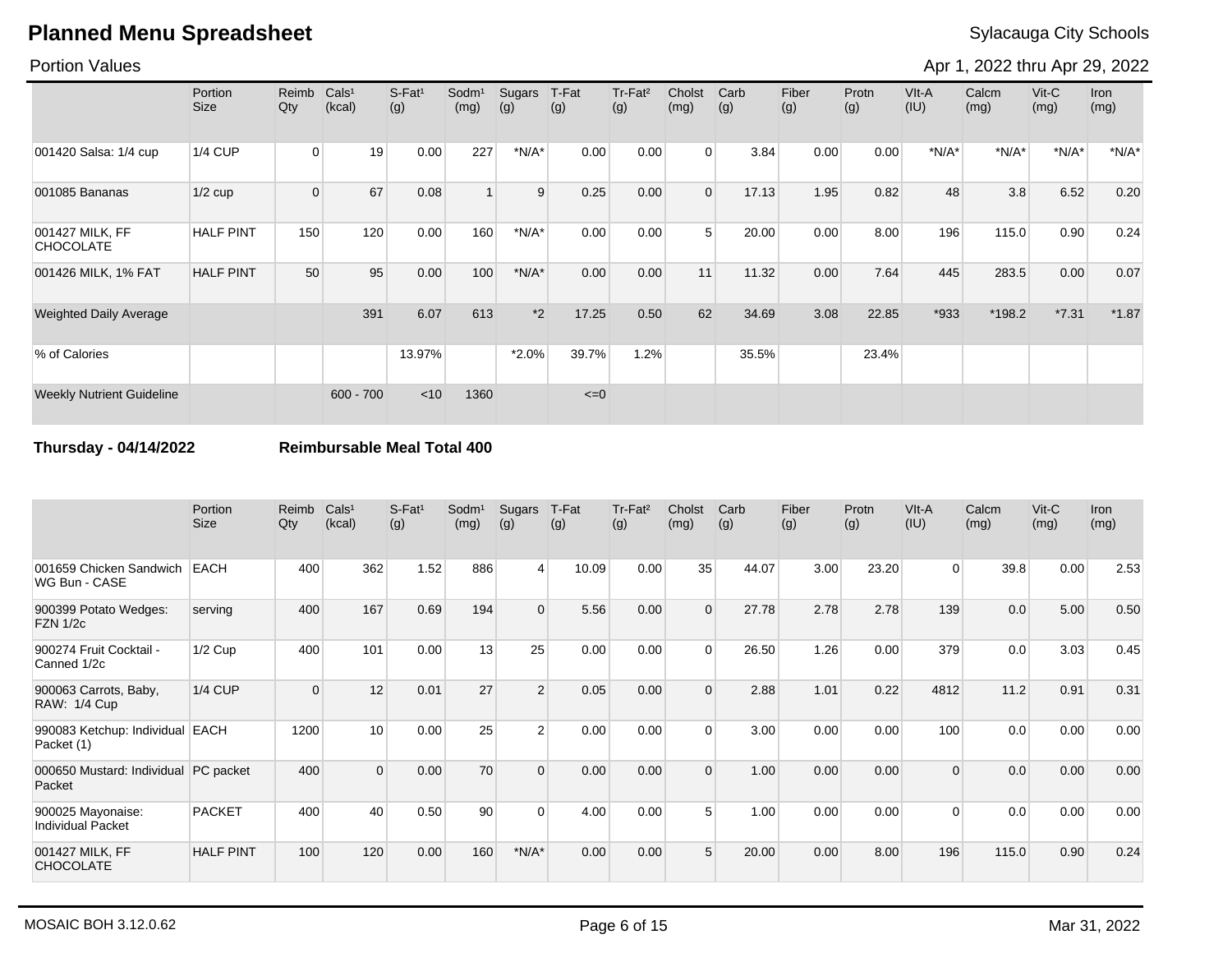# Planned Menu Spreadsheet

Sylacauga City Schools

Portion Values

Apr 1, 2022 thru Apr 29, 2022

| | Portion Size | Reimb Qty | Cals[1] (kcal) | S-Fat[1] (g) | Sodm[1] (mg) | Sugars (g) | T-Fat (g) | Tr-Fat[2] (g) | Cholst (mg) | Carb (g) | Fiber (g) | Protn (g) | VIt-A (IU) | Calcm (mg) | Vit-C (mg) | Iron (mg) |
|---|---|---|---|---|---|---|---|---|---|---|---|---|---|---|---|---|
| 001420 Salsa: 1/4 cup | 1/4 CUP | 0 | 19 | 0.00 | 227 | *N/A* | 0.00 | 0.00 | 0 | 3.84 | 0.00 | 0.00 | *N/A* | *N/A* | *N/A* | *N/A* |
| 001085 Bananas | 1/2 cup | 0 | 67 | 0.08 | 1 | 9 | 0.25 | 0.00 | 0 | 17.13 | 1.95 | 0.82 | 48 | 3.8 | 6.52 | 0.20 |
| 001427 MILK, FF CHOCOLATE | HALF PINT | 150 | 120 | 0.00 | 160 | *N/A* | 0.00 | 0.00 | 5 | 20.00 | 0.00 | 8.00 | 196 | 115.0 | 0.90 | 0.24 |
| 001426 MILK, 1% FAT | HALF PINT | 50 | 95 | 0.00 | 100 | *N/A* | 0.00 | 0.00 | 11 | 11.32 | 0.00 | 7.64 | 445 | 283.5 | 0.00 | 0.07 |
| Weighted Daily Average | | | 391 | 6.07 | 613 | *2 | 17.25 | 0.50 | 62 | 34.69 | 3.08 | 22.85 | *933 | *198.2 | *7.31 | *1.87 |
| % of Calories | | | | 13.97% | | *2.0% | 39.7% | 1.2% | | 35.5% | | 23.4% | | | | |
| Weekly Nutrient Guideline | | | 600 - 700 | <10 | 1360 | | <=0 | | | | | | | | | |

**Thursday - 04/14/2022** **Reimbursable Meal Total 400**

| | Portion Size | Reimb Qty | Cals[1] (kcal) | S-Fat[1] (g) | Sodm[1] (mg) | Sugars (g) | T-Fat (g) | Tr-Fat[2] (g) | Cholst (mg) | Carb (g) | Fiber (g) | Protn (g) | VIt-A (IU) | Calcm (mg) | Vit-C (mg) | Iron (mg) |
|---|---|---|---|---|---|---|---|---|---|---|---|---|---|---|---|---|
| 001659 Chicken Sandwich WG Bun - CASE | EACH | 400 | 362 | 1.52 | 886 | 4 | 10.09 | 0.00 | 35 | 44.07 | 3.00 | 23.20 | 0 | 39.8 | 0.00 | 2.53 |
| 900399 Potato Wedges: FZN 1/2c | serving | 400 | 167 | 0.69 | 194 | 0 | 5.56 | 0.00 | 0 | 27.78 | 2.78 | 2.78 | 139 | 0.0 | 5.00 | 0.50 |
| 900274 Fruit Cocktail - Canned 1/2c | 1/2 Cup | 400 | 101 | 0.00 | 13 | 25 | 0.00 | 0.00 | 0 | 26.50 | 1.26 | 0.00 | 379 | 0.0 | 3.03 | 0.45 |
| 900063 Carrots, Baby, RAW: 1/4 Cup | 1/4 CUP | 0 | 12 | 0.01 | 27 | 2 | 0.05 | 0.00 | 0 | 2.88 | 1.01 | 0.22 | 4812 | 11.2 | 0.91 | 0.31 |
| 990083 Ketchup: Individual Packet (1) | EACH | 1200 | 10 | 0.00 | 25 | 2 | 0.00 | 0.00 | 0 | 3.00 | 0.00 | 0.00 | 100 | 0.0 | 0.00 | 0.00 |
| 000650 Mustard: Individual Packet | PC packet | 400 | 0 | 0.00 | 70 | 0 | 0.00 | 0.00 | 0 | 1.00 | 0.00 | 0.00 | 0 | 0.0 | 0.00 | 0.00 |
| 900025 Mayonaise: Individual Packet | PACKET | 400 | 40 | 0.50 | 90 | 0 | 4.00 | 0.00 | 5 | 1.00 | 0.00 | 0.00 | 0 | 0.0 | 0.00 | 0.00 |
| 001427 MILK, FF CHOCOLATE | HALF PINT | 100 | 120 | 0.00 | 160 | *N/A* | 0.00 | 0.00 | 5 | 20.00 | 0.00 | 8.00 | 196 | 115.0 | 0.90 | 0.24 |

MOSAIC BOH 3.12.0.62

Mar 31, 2022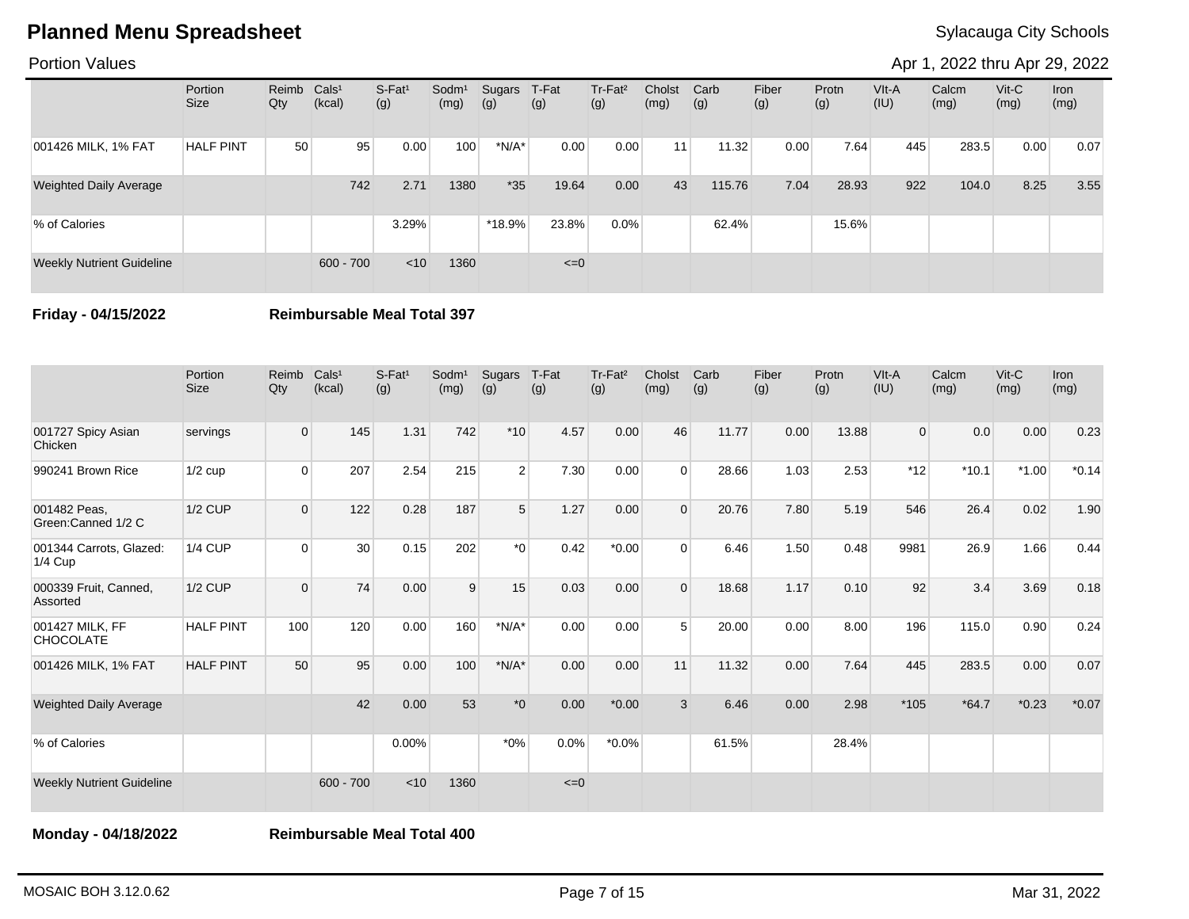# Planned Menu Spreadsheet

Sylacauga City Schools

Portion Values

Apr 1, 2022 thru Apr 29, 2022

| | Portion Size | Reimb Qty | Cals¹ (kcal) | S-Fat¹ (g) | Sodm¹ (mg) | Sugars (g) | T-Fat (g) | Tr-Fat² (g) | Cholst (mg) | Carb (g) | Fiber (g) | Protn (g) | VIt-A (IU) | Calcm (mg) | Vit-C (mg) | Iron (mg) |
|---|---|---|---|---|---|---|---|---|---|---|---|---|---|---|---|---|
| 001426 MILK, 1% FAT | HALF PINT | 50 | 95 | 0.00 | 100 | *N/A* | 0.00 | 0.00 | 11 | 11.32 | 0.00 | 7.64 | 445 | 283.5 | 0.00 | 0.07 |
| Weighted Daily Average | | | 742 | 2.71 | 1380 | *35 | 19.64 | 0.00 | 43 | 115.76 | 7.04 | 28.93 | 922 | 104.0 | 8.25 | 3.55 |
| % of Calories | | | | 3.29% | | *18.9% | 23.8% | 0.0% | | 62.4% | | 15.6% | | | | |
| Weekly Nutrient Guideline | | | 600 - 700 | <10 | 1360 | | <=0 | | | | | | | | | |

**Friday - 04/15/2022** **Reimbursable Meal Total 397**

| | Portion Size | Reimb Qty | Cals¹ (kcal) | S-Fat¹ (g) | Sodm¹ (mg) | Sugars (g) | T-Fat (g) | Tr-Fat² (g) | Cholst (mg) | Carb (g) | Fiber (g) | Protn (g) | VIt-A (IU) | Calcm (mg) | Vit-C (mg) | Iron (mg) |
|---|---|---|---|---|---|---|---|---|---|---|---|---|---|---|---|---|
| 001727 Spicy Asian Chicken | servings | 0 | 145 | 1.31 | 742 | *10 | 4.57 | 0.00 | 46 | 11.77 | 0.00 | 13.88 | 0 | 0.0 | 0.00 | 0.23 |
| 990241 Brown Rice | 1/2 cup | 0 | 207 | 2.54 | 215 | 2 | 7.30 | 0.00 | 0 | 28.66 | 1.03 | 2.53 | *12 | *10.1 | *1.00 | *0.14 |
| 001482 Peas, Green:Canned 1/2 C | 1/2 CUP | 0 | 122 | 0.28 | 187 | 5 | 1.27 | 0.00 | 0 | 20.76 | 7.80 | 5.19 | 546 | 26.4 | 0.02 | 1.90 |
| 001344 Carrots, Glazed: 1/4 Cup | 1/4 CUP | 0 | 30 | 0.15 | 202 | *0 | 0.42 | *0.00 | 0 | 6.46 | 1.50 | 0.48 | 9981 | 26.9 | 1.66 | 0.44 |
| 000339 Fruit, Canned, Assorted | 1/2 CUP | 0 | 74 | 0.00 | 9 | 15 | 0.03 | 0.00 | 0 | 18.68 | 1.17 | 0.10 | 92 | 3.4 | 3.69 | 0.18 |
| 001427 MILK, FF CHOCOLATE | HALF PINT | 100 | 120 | 0.00 | 160 | *N/A* | 0.00 | 0.00 | 5 | 20.00 | 0.00 | 8.00 | 196 | 115.0 | 0.90 | 0.24 |
| 001426 MILK, 1% FAT | HALF PINT | 50 | 95 | 0.00 | 100 | *N/A* | 0.00 | 0.00 | 11 | 11.32 | 0.00 | 7.64 | 445 | 283.5 | 0.00 | 0.07 |
| Weighted Daily Average | | | 42 | 0.00 | 53 | *0 | 0.00 | *0.00 | 3 | 6.46 | 0.00 | 2.98 | *105 | *64.7 | *0.23 | *0.07 |
| % of Calories | | | | 0.00% | | *0% | 0.0% | *0.0% | | 61.5% | | 28.4% | | | | |
| Weekly Nutrient Guideline | | | 600 - 700 | <10 | 1360 | | <=0 | | | | | | | | | |

**Monday - 04/18/2022** **Reimbursable Meal Total 400**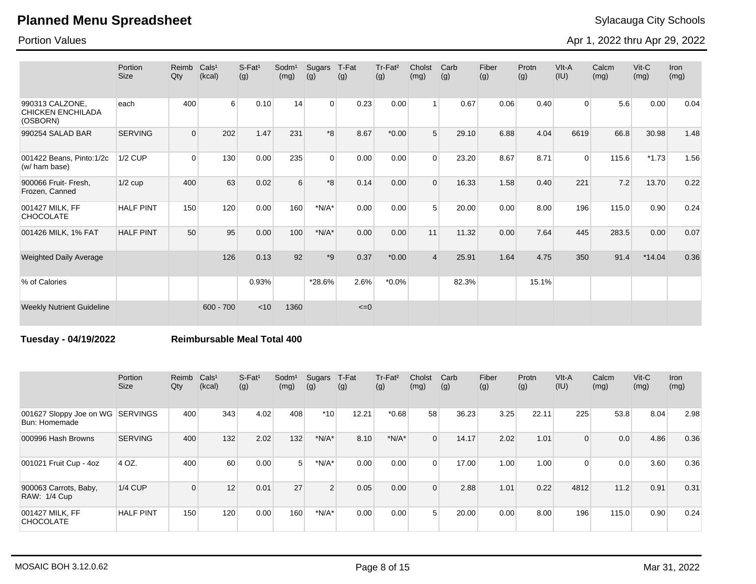# Planned Menu Spreadsheet

Sylacauga City Schools

Portion Values

Apr 1, 2022 thru Apr 29, 2022

| | Portion Size | Reimb Qty | Cals[1] (kcal) | S-Fat[1] (g) | Sodm[1] (mg) | Sugars (g) | T-Fat (g) | Tr-Fat[2] (g) | Cholst (mg) | Carb (g) | Fiber (g) | Protn (g) | VIt-A (IU) | Calcm (mg) | Vit-C (mg) | Iron (mg) |
|---|---|---|---|---|---|---|---|---|---|---|---|---|---|---|---|---|
| 990313 CALZONE, CHICKEN ENCHILADA (OSBORN) | each | 400 | 6 | 0.10 | 14 | 0 | 0.23 | 0.00 | 1 | 0.67 | 0.06 | 0.40 | 0 | 5.6 | 0.00 | 0.04 |
| 990254 SALAD BAR | SERVING | 0 | 202 | 1.47 | 231 | *8 | 8.67 | *0.00 | 5 | 29.10 | 6.88 | 4.04 | 6619 | 66.8 | 30.98 | 1.48 |
| 001422 Beans, Pinto:1/2c (w/ ham base) | 1/2 CUP | 0 | 130 | 0.00 | 235 | 0 | 0.00 | 0.00 | 0 | 23.20 | 8.67 | 8.71 | 0 | 115.6 | *1.73 | 1.56 |
| 900066 Fruit- Fresh, Frozen, Canned | 1/2 cup | 400 | 63 | 0.02 | 6 | *8 | 0.14 | 0.00 | 0 | 16.33 | 1.58 | 0.40 | 221 | 7.2 | 13.70 | 0.22 |
| 001427 MILK, FF CHOCOLATE | HALF PINT | 150 | 120 | 0.00 | 160 | *N/A* | 0.00 | 0.00 | 5 | 20.00 | 0.00 | 8.00 | 196 | 115.0 | 0.90 | 0.24 |
| 001426 MILK, 1% FAT | HALF PINT | 50 | 95 | 0.00 | 100 | *N/A* | 0.00 | 0.00 | 11 | 11.32 | 0.00 | 7.64 | 445 | 283.5 | 0.00 | 0.07 |
| Weighted Daily Average | | | 126 | 0.13 | 92 | *9 | 0.37 | *0.00 | 4 | 25.91 | 1.64 | 4.75 | 350 | 91.4 | *14.04 | 0.36 |
| % of Calories | | | | 0.93% | | *28.6% | 2.6% | *0.0% | | 82.3% | | 15.1% | | | | |
| Weekly Nutrient Guideline | | | 600 - 700 | <10 | 1360 | | <=0 | | | | | | | | | |

**Tuesday - 04/19/2022** **Reimbursable Meal Total 400**

| | Portion Size | Reimb Qty | Cals[1] (kcal) | S-Fat[1] (g) | Sodm[1] (mg) | Sugars (g) | T-Fat (g) | Tr-Fat[2] (g) | Cholst (mg) | Carb (g) | Fiber (g) | Protn (g) | VIt-A (IU) | Calcm (mg) | Vit-C (mg) | Iron (mg) |
|---|---|---|---|---|---|---|---|---|---|---|---|---|---|---|---|---|
| 001627 Sloppy Joe on WG Bun: Homemade | SERVINGS | 400 | 343 | 4.02 | 408 | *10 | 12.21 | *0.68 | 58 | 36.23 | 3.25 | 22.11 | 225 | 53.8 | 8.04 | 2.98 |
| 000996 Hash Browns | SERVING | 400 | 132 | 2.02 | 132 | *N/A* | 8.10 | *N/A* | 0 | 14.17 | 2.02 | 1.01 | 0 | 0.0 | 4.86 | 0.36 |
| 001021 Fruit Cup - 4oz | 4 OZ. | 400 | 60 | 0.00 | 5 | *N/A* | 0.00 | 0.00 | 0 | 17.00 | 1.00 | 1.00 | 0 | 0.0 | 3.60 | 0.36 |
| 900063 Carrots, Baby, RAW: 1/4 Cup | 1/4 CUP | 0 | 12 | 0.01 | 27 | 2 | 0.05 | 0.00 | 0 | 2.88 | 1.01 | 0.22 | 4812 | 11.2 | 0.91 | 0.31 |
| 001427 MILK, FF CHOCOLATE | HALF PINT | 150 | 120 | 0.00 | 160 | *N/A* | 0.00 | 0.00 | 5 | 20.00 | 0.00 | 8.00 | 196 | 115.0 | 0.90 | 0.24 |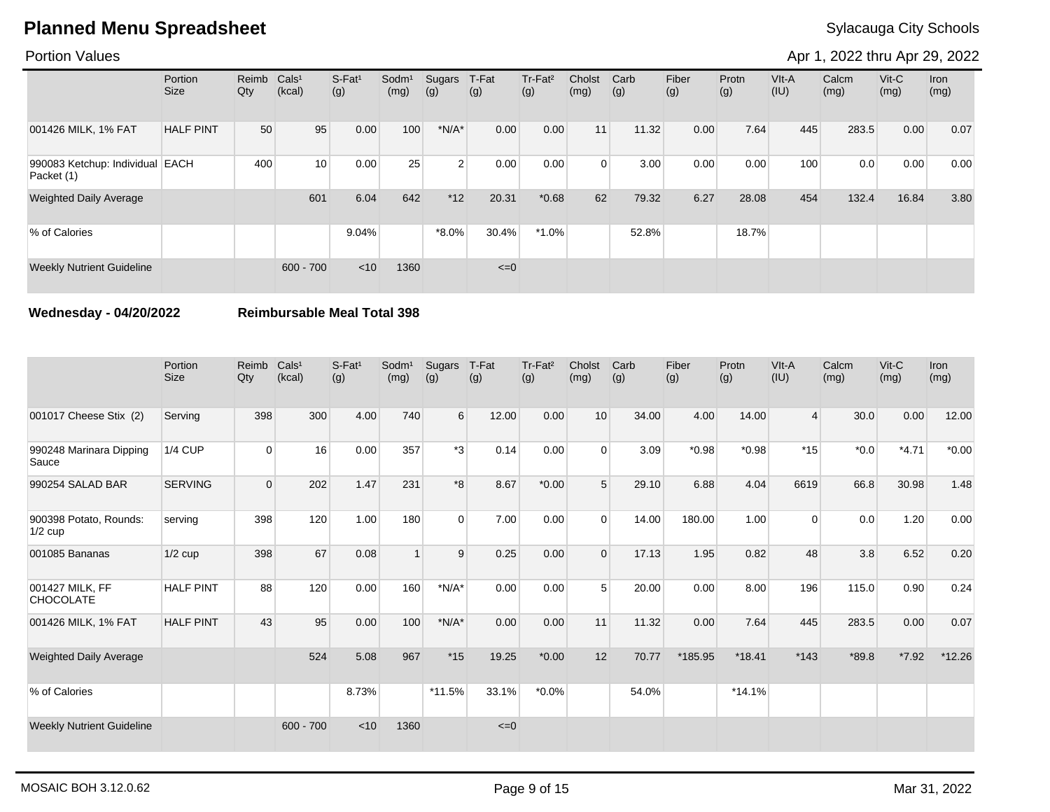# Planned Menu Spreadsheet

Sylacauga City Schools

Portion Values

Apr 1, 2022 thru Apr 29, 2022

| | Portion Size | Reimb Qty | Cals¹ (kcal) | S-Fat¹ (g) | Sodm¹ (mg) | Sugars (g) | T-Fat (g) | Tr-Fat² (g) | Cholst (mg) | Carb (g) | Fiber (g) | Protn (g) | VIt-A (IU) | Calcm (mg) | Vit-C (mg) | Iron (mg) |
|---|---|---|---|---|---|---|---|---|---|---|---|---|---|---|---|---|
| 001426 MILK, 1% FAT | HALF PINT | 50 | 95 | 0.00 | 100 | *N/A* | 0.00 | 0.00 | 11 | 11.32 | 0.00 | 7.64 | 445 | 283.5 | 0.00 | 0.07 |
| 990083 Ketchup: Individual Packet (1) | EACH | 400 | 10 | 0.00 | 25 | 2 | 0.00 | 0.00 | 0 | 3.00 | 0.00 | 0.00 | 100 | 0.0 | 0.00 | 0.00 |
| Weighted Daily Average | | | 601 | 6.04 | 642 | *12 | 20.31 | *0.68 | 62 | 79.32 | 6.27 | 28.08 | 454 | 132.4 | 16.84 | 3.80 |
| % of Calories | | | | 9.04% | | *8.0% | 30.4% | *1.0% | | 52.8% | | 18.7% | | | | |
| Weekly Nutrient Guideline | | | 600 - 700 | <10 | 1360 | | <=0 | | | | | | | | | |

**Wednesday - 04/20/2022** **Reimbursable Meal Total 398**

| | Portion Size | Reimb Qty | Cals¹ (kcal) | S-Fat¹ (g) | Sodm¹ (mg) | Sugars (g) | T-Fat (g) | Tr-Fat² (g) | Cholst (mg) | Carb (g) | Fiber (g) | Protn (g) | VIt-A (IU) | Calcm (mg) | Vit-C (mg) | Iron (mg) |
|---|---|---|---|---|---|---|---|---|---|---|---|---|---|---|---|---|
| 001017 Cheese Stix (2) | Serving | 398 | 300 | 4.00 | 740 | 6 | 12.00 | 0.00 | 10 | 34.00 | 4.00 | 14.00 | 4 | 30.0 | 0.00 | 12.00 |
| 990248 Marinara Dipping Sauce | 1/4 CUP | 0 | 16 | 0.00 | 357 | *3 | 0.14 | 0.00 | 0 | 3.09 | *0.98 | *0.98 | *15 | *0.0 | *4.71 | *0.00 |
| 990254 SALAD BAR | SERVING | 0 | 202 | 1.47 | 231 | *8 | 8.67 | *0.00 | 5 | 29.10 | 6.88 | 4.04 | 6619 | 66.8 | 30.98 | 1.48 |
| 900398 Potato, Rounds: 1/2 cup | serving | 398 | 120 | 1.00 | 180 | 0 | 7.00 | 0.00 | 0 | 14.00 | 180.00 | 1.00 | 0 | 0.0 | 1.20 | 0.00 |
| 001085 Bananas | 1/2 cup | 398 | 67 | 0.08 | 1 | 9 | 0.25 | 0.00 | 0 | 17.13 | 1.95 | 0.82 | 48 | 3.8 | 6.52 | 0.20 |
| 001427 MILK, FF CHOCOLATE | HALF PINT | 88 | 120 | 0.00 | 160 | *N/A* | 0.00 | 0.00 | 5 | 20.00 | 0.00 | 8.00 | 196 | 115.0 | 0.90 | 0.24 |
| 001426 MILK, 1% FAT | HALF PINT | 43 | 95 | 0.00 | 100 | *N/A* | 0.00 | 0.00 | 11 | 11.32 | 0.00 | 7.64 | 445 | 283.5 | 0.00 | 0.07 |
| Weighted Daily Average | | | 524 | 5.08 | 967 | *15 | 19.25 | *0.00 | 12 | 70.77 | *185.95 | *18.41 | *143 | *89.8 | *7.92 | *12.26 |
| % of Calories | | | | 8.73% | | *11.5% | 33.1% | *0.0% | | 54.0% | | *14.1% | | | | |
| Weekly Nutrient Guideline | | | 600 - 700 | <10 | 1360 | | <=0 | | | | | | | | | |

MOSAIC BOH 3.12.0.62

Mar 31, 2022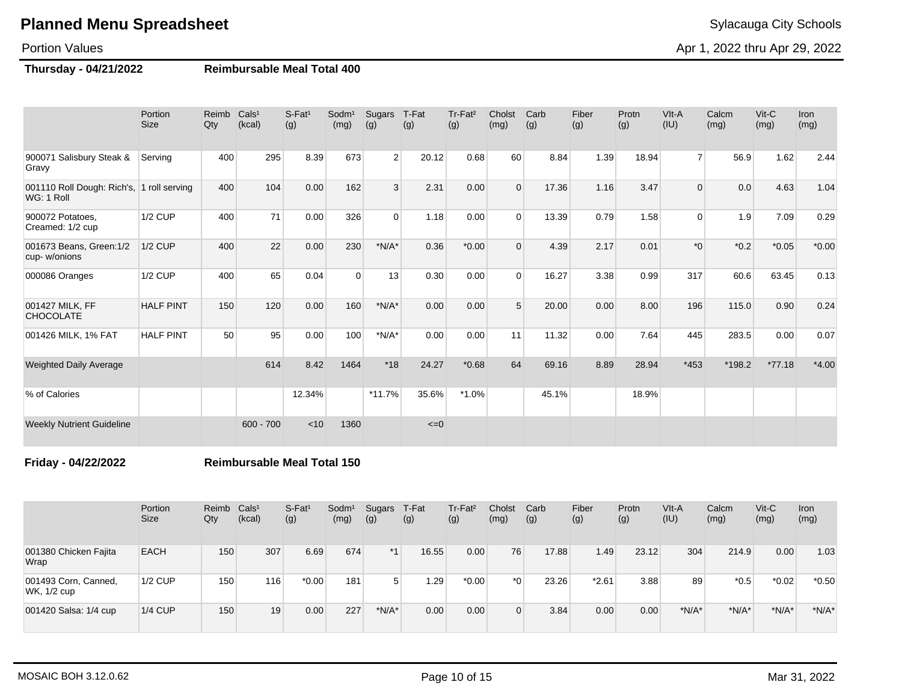# Planned Menu Spreadsheet

Sylacauga City Schools

Portion Values

Apr 1, 2022 thru Apr 29, 2022

**Thursday - 04/21/2022** **Reimbursable Meal Total 400**

| | Portion Size | Reimb Qty | Cals[1] (kcal) | S-Fat[1] (g) | Sodm[1] (mg) | Sugars (g) | T-Fat (g) | Tr-Fat[2] (g) | Cholst (mg) | Carb (g) | Fiber (g) | Protn (g) | VIt-A (IU) | Calcm (mg) | Vit-C (mg) | Iron (mg) |
|---|---|---|---|---|---|---|---|---|---|---|---|---|---|---|---|---|
| 900071 Salisbury Steak & Gravy | Serving | 400 | 295 | 8.39 | 673 | 2 | 20.12 | 0.68 | 60 | 8.84 | 1.39 | 18.94 | 7 | 56.9 | 1.62 | 2.44 |
| 001110 Roll Dough: Rich's, WG: 1 Roll | 1 roll serving | 400 | 104 | 0.00 | 162 | 3 | 2.31 | 0.00 | 0 | 17.36 | 1.16 | 3.47 | 0 | 0.0 | 4.63 | 1.04 |
| 900072 Potatoes, Creamed: 1/2 cup | 1/2 CUP | 400 | 71 | 0.00 | 326 | 0 | 1.18 | 0.00 | 0 | 13.39 | 0.79 | 1.58 | 0 | 1.9 | 7.09 | 0.29 |
| 001673 Beans, Green:1/2 cup- w/onions | 1/2 CUP | 400 | 22 | 0.00 | 230 | *N/A* | 0.36 | *0.00 | 0 | 4.39 | 2.17 | 0.01 | *0 | *0.2 | *0.05 | *0.00 |
| 000086 Oranges | 1/2 CUP | 400 | 65 | 0.04 | 0 | 13 | 0.30 | 0.00 | 0 | 16.27 | 3.38 | 0.99 | 317 | 60.6 | 63.45 | 0.13 |
| 001427 MILK, FF CHOCOLATE | HALF PINT | 150 | 120 | 0.00 | 160 | *N/A* | 0.00 | 0.00 | 5 | 20.00 | 0.00 | 8.00 | 196 | 115.0 | 0.90 | 0.24 |
| 001426 MILK, 1% FAT | HALF PINT | 50 | 95 | 0.00 | 100 | *N/A* | 0.00 | 0.00 | 11 | 11.32 | 0.00 | 7.64 | 445 | 283.5 | 0.00 | 0.07 |
| Weighted Daily Average | | | 614 | 8.42 | 1464 | *18 | 24.27 | *0.68 | 64 | 69.16 | 8.89 | 28.94 | *453 | *198.2 | *77.18 | *4.00 |
| % of Calories | | | | 12.34% | | *11.7% | 35.6% | *1.0% | | 45.1% | | 18.9% | | | | |
| Weekly Nutrient Guideline | | | 600 - 700 | <10 | 1360 | | <=0 | | | | | | | | | |

**Friday - 04/22/2022** **Reimbursable Meal Total 150**

| | Portion Size | Reimb Qty | Cals[1] (kcal) | S-Fat[1] (g) | Sodm[1] (mg) | Sugars (g) | T-Fat (g) | Tr-Fat[2] (g) | Cholst (mg) | Carb (g) | Fiber (g) | Protn (g) | VIt-A (IU) | Calcm (mg) | Vit-C (mg) | Iron (mg) |
|---|---|---|---|---|---|---|---|---|---|---|---|---|---|---|---|---|
| 001380 Chicken Fajita Wrap | EACH | 150 | 307 | 6.69 | 674 | *1 | 16.55 | 0.00 | 76 | 17.88 | 1.49 | 23.12 | 304 | 214.9 | 0.00 | 1.03 |
| 001493 Corn, Canned, WK, 1/2 cup | 1/2 CUP | 150 | 116 | *0.00 | 181 | 5 | 1.29 | *0.00 | *0 | 23.26 | *2.61 | 3.88 | 89 | *0.5 | *0.02 | *0.50 |
| 001420 Salsa: 1/4 cup | 1/4 CUP | 150 | 19 | 0.00 | 227 | *N/A* | 0.00 | 0.00 | 0 | 3.84 | 0.00 | 0.00 | *N/A* | *N/A* | *N/A* | *N/A* |

MOSAIC BOH 3.12.0.62

Mar 31, 2022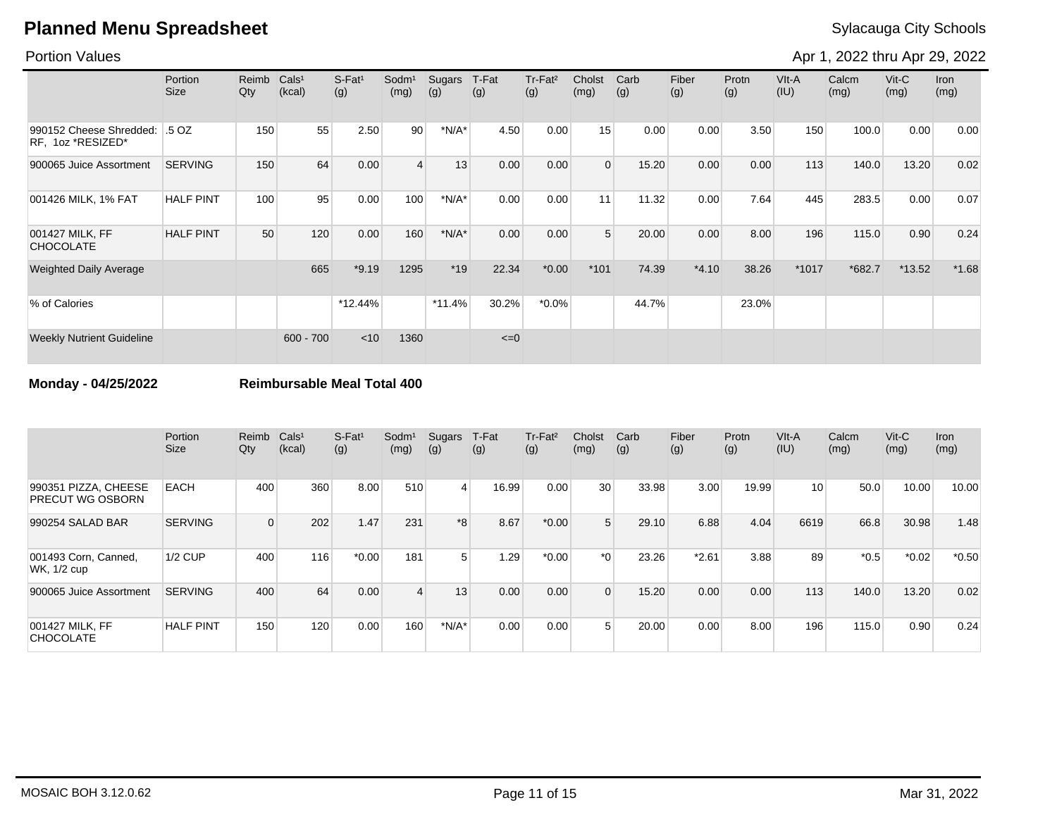# Planned Menu Spreadsheet

Sylacauga City Schools

Portion Values

Apr 1, 2022 thru Apr 29, 2022

| | Portion Size | Reimb Qty | Cals¹ (kcal) | S-Fat¹ (g) | Sodm¹ (mg) | Sugars (g) | T-Fat (g) | Tr-Fat² (g) | Cholst (mg) | Carb (g) | Fiber (g) | Protn (g) | VIt-A (IU) | Calcm (mg) | Vit-C (mg) | Iron (mg) |
|---|---|---|---|---|---|---|---|---|---|---|---|---|---|---|---|---|
| 990152 Cheese Shredded: RF, 1oz *RESIZED* | .5 OZ | 150 | 55 | 2.50 | 90 | *N/A* | 4.50 | 0.00 | 15 | 0.00 | 0.00 | 3.50 | 150 | 100.0 | 0.00 | 0.00 |
| 900065 Juice Assortment | SERVING | 150 | 64 | 0.00 | 4 | 13 | 0.00 | 0.00 | 0 | 15.20 | 0.00 | 0.00 | 113 | 140.0 | 13.20 | 0.02 |
| 001426 MILK, 1% FAT | HALF PINT | 100 | 95 | 0.00 | 100 | *N/A* | 0.00 | 0.00 | 11 | 11.32 | 0.00 | 7.64 | 445 | 283.5 | 0.00 | 0.07 |
| 001427 MILK, FF CHOCOLATE | HALF PINT | 50 | 120 | 0.00 | 160 | *N/A* | 0.00 | 0.00 | 5 | 20.00 | 0.00 | 8.00 | 196 | 115.0 | 0.90 | 0.24 |
| Weighted Daily Average | | | 665 | *9.19 | 1295 | *19 | 22.34 | *0.00 | *101 | 74.39 | *4.10 | 38.26 | *1017 | *682.7 | *13.52 | *1.68 |
| % of Calories | | | | *12.44% | | *11.4% | 30.2% | *0.0% | | 44.7% | | 23.0% | | | | |
| Weekly Nutrient Guideline | | | 600 - 700 | <10 | 1360 | | <=0 | | | | | | | | | |

**Monday - 04/25/2022** **Reimbursable Meal Total 400**

| | Portion Size | Reimb Qty | Cals¹ (kcal) | S-Fat¹ (g) | Sodm¹ (mg) | Sugars (g) | T-Fat (g) | Tr-Fat² (g) | Cholst (mg) | Carb (g) | Fiber (g) | Protn (g) | VIt-A (IU) | Calcm (mg) | Vit-C (mg) | Iron (mg) |
|---|---|---|---|---|---|---|---|---|---|---|---|---|---|---|---|---|
| 990351 PIZZA, CHEESE PRECUT WG OSBORN | EACH | 400 | 360 | 8.00 | 510 | 4 | 16.99 | 0.00 | 30 | 33.98 | 3.00 | 19.99 | 10 | 50.0 | 10.00 | 10.00 |
| 990254 SALAD BAR | SERVING | 0 | 202 | 1.47 | 231 | *8 | 8.67 | *0.00 | 5 | 29.10 | 6.88 | 4.04 | 6619 | 66.8 | 30.98 | 1.48 |
| 001493 Corn, Canned, WK, 1/2 cup | 1/2 CUP | 400 | 116 | *0.00 | 181 | 5 | 1.29 | *0.00 | *0 | 23.26 | *2.61 | 3.88 | 89 | *0.5 | *0.02 | *0.50 |
| 900065 Juice Assortment | SERVING | 400 | 64 | 0.00 | 4 | 13 | 0.00 | 0.00 | 0 | 15.20 | 0.00 | 0.00 | 113 | 140.0 | 13.20 | 0.02 |
| 001427 MILK, FF CHOCOLATE | HALF PINT | 150 | 120 | 0.00 | 160 | *N/A* | 0.00 | 0.00 | 5 | 20.00 | 0.00 | 8.00 | 196 | 115.0 | 0.90 | 0.24 |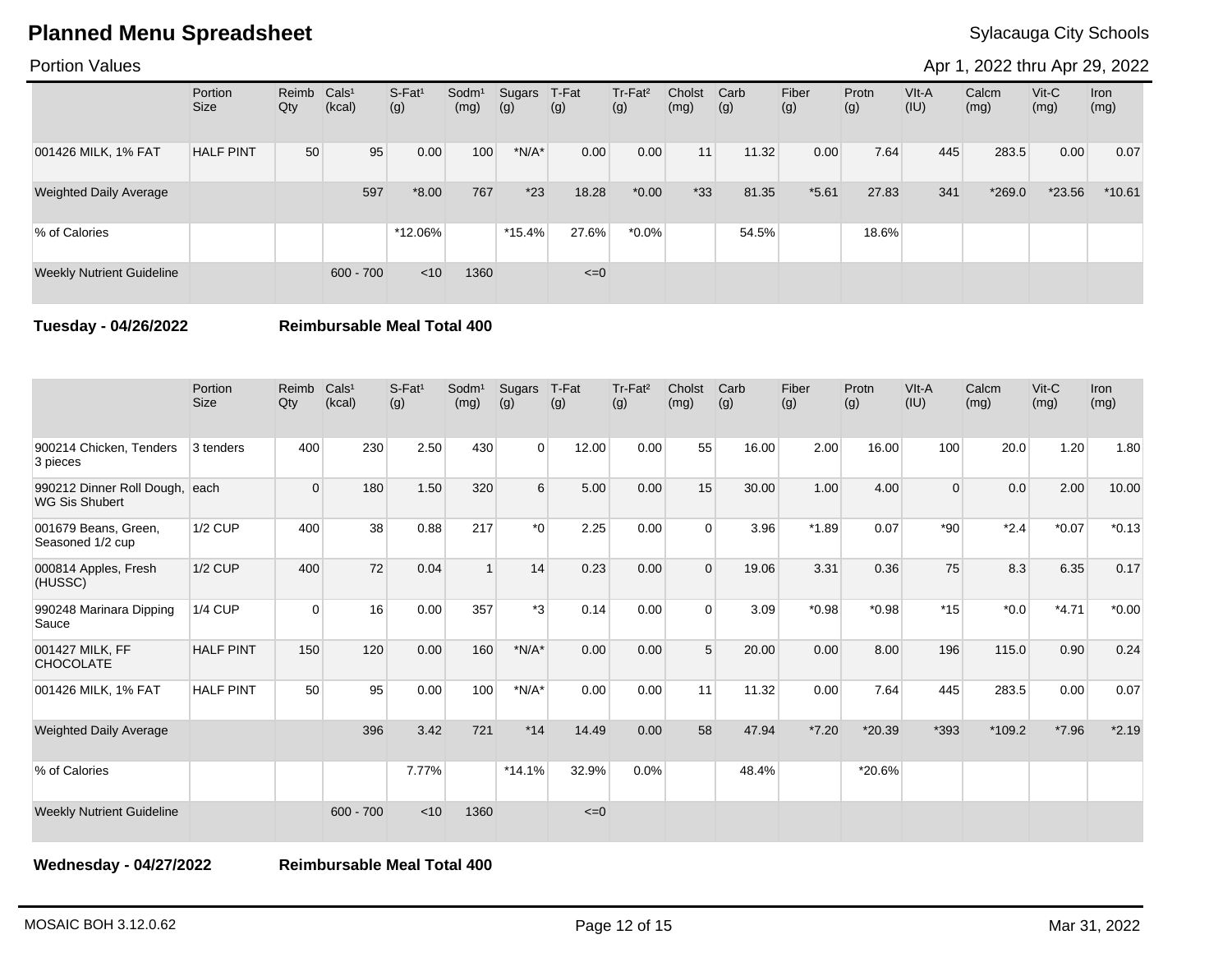# Planned Menu Spreadsheet

Sylacauga City Schools

Portion Values

Apr 1, 2022 thru Apr 29, 2022

| | Portion Size | Reimb Qty | Cals[1] (kcal) | S-Fat[1] (g) | Sodm[1] (mg) | Sugars (g) | T-Fat (g) | Tr-Fat[2] (g) | Cholst (mg) | Carb (g) | Fiber (g) | Protn (g) | VIt-A (IU) | Calcm (mg) | Vit-C (mg) | Iron (mg) |
|---|---|---|---|---|---|---|---|---|---|---|---|---|---|---|---|---|
| 001426 MILK, 1% FAT | HALF PINT | 50 | 95 | 0.00 | 100 | *N/A* | 0.00 | 0.00 | 11 | 11.32 | 0.00 | 7.64 | 445 | 283.5 | 0.00 | 0.07 |
| Weighted Daily Average | | | 597 | *8.00 | 767 | *23 | 18.28 | *0.00 | *33 | 81.35 | *5.61 | 27.83 | 341 | *269.0 | *23.56 | *10.61 |
| % of Calories | | | | *12.06% | | *15.4% | 27.6% | *0.0% | | 54.5% | | 18.6% | | | | |
| Weekly Nutrient Guideline | | | 600 - 700 | <10 | 1360 | | <=0 | | | | | | | | | |

**Tuesday - 04/26/2022** **Reimbursable Meal Total 400**

| | Portion Size | Reimb Qty | Cals[1] (kcal) | S-Fat[1] (g) | Sodm[1] (mg) | Sugars (g) | T-Fat (g) | Tr-Fat[2] (g) | Cholst (mg) | Carb (g) | Fiber (g) | Protn (g) | VIt-A (IU) | Calcm (mg) | Vit-C (mg) | Iron (mg) |
|---|---|---|---|---|---|---|---|---|---|---|---|---|---|---|---|---|
| 900214 Chicken, Tenders 3 pieces | 3 tenders | 400 | 230 | 2.50 | 430 | 0 | 12.00 | 0.00 | 55 | 16.00 | 2.00 | 16.00 | 100 | 20.0 | 1.20 | 1.80 |
| 990212 Dinner Roll Dough, WG Sis Shubert | each | 0 | 180 | 1.50 | 320 | 6 | 5.00 | 0.00 | 15 | 30.00 | 1.00 | 4.00 | 0 | 0.0 | 2.00 | 10.00 |
| 001679 Beans, Green, Seasoned 1/2 cup | 1/2 CUP | 400 | 38 | 0.88 | 217 | *0 | 2.25 | 0.00 | 0 | 3.96 | *1.89 | 0.07 | *90 | *2.4 | *0.07 | *0.13 |
| 000814 Apples, Fresh (HUSSC) | 1/2 CUP | 400 | 72 | 0.04 | 1 | 14 | 0.23 | 0.00 | 0 | 19.06 | 3.31 | 0.36 | 75 | 8.3 | 6.35 | 0.17 |
| 990248 Marinara Dipping Sauce | 1/4 CUP | 0 | 16 | 0.00 | 357 | *3 | 0.14 | 0.00 | 0 | 3.09 | *0.98 | *0.98 | *15 | *0.0 | *4.71 | *0.00 |
| 001427 MILK, FF CHOCOLATE | HALF PINT | 150 | 120 | 0.00 | 160 | *N/A* | 0.00 | 0.00 | 5 | 20.00 | 0.00 | 8.00 | 196 | 115.0 | 0.90 | 0.24 |
| 001426 MILK, 1% FAT | HALF PINT | 50 | 95 | 0.00 | 100 | *N/A* | 0.00 | 0.00 | 11 | 11.32 | 0.00 | 7.64 | 445 | 283.5 | 0.00 | 0.07 |
| Weighted Daily Average | | | 396 | 3.42 | 721 | *14 | 14.49 | 0.00 | 58 | 47.94 | *7.20 | *20.39 | *393 | *109.2 | *7.96 | *2.19 |
| % of Calories | | | | 7.77% | | *14.1% | 32.9% | 0.0% | | 48.4% | | *20.6% | | | | |
| Weekly Nutrient Guideline | | | 600 - 700 | <10 | 1360 | | <=0 | | | | | | | | | |

**Wednesday - 04/27/2022** **Reimbursable Meal Total 400**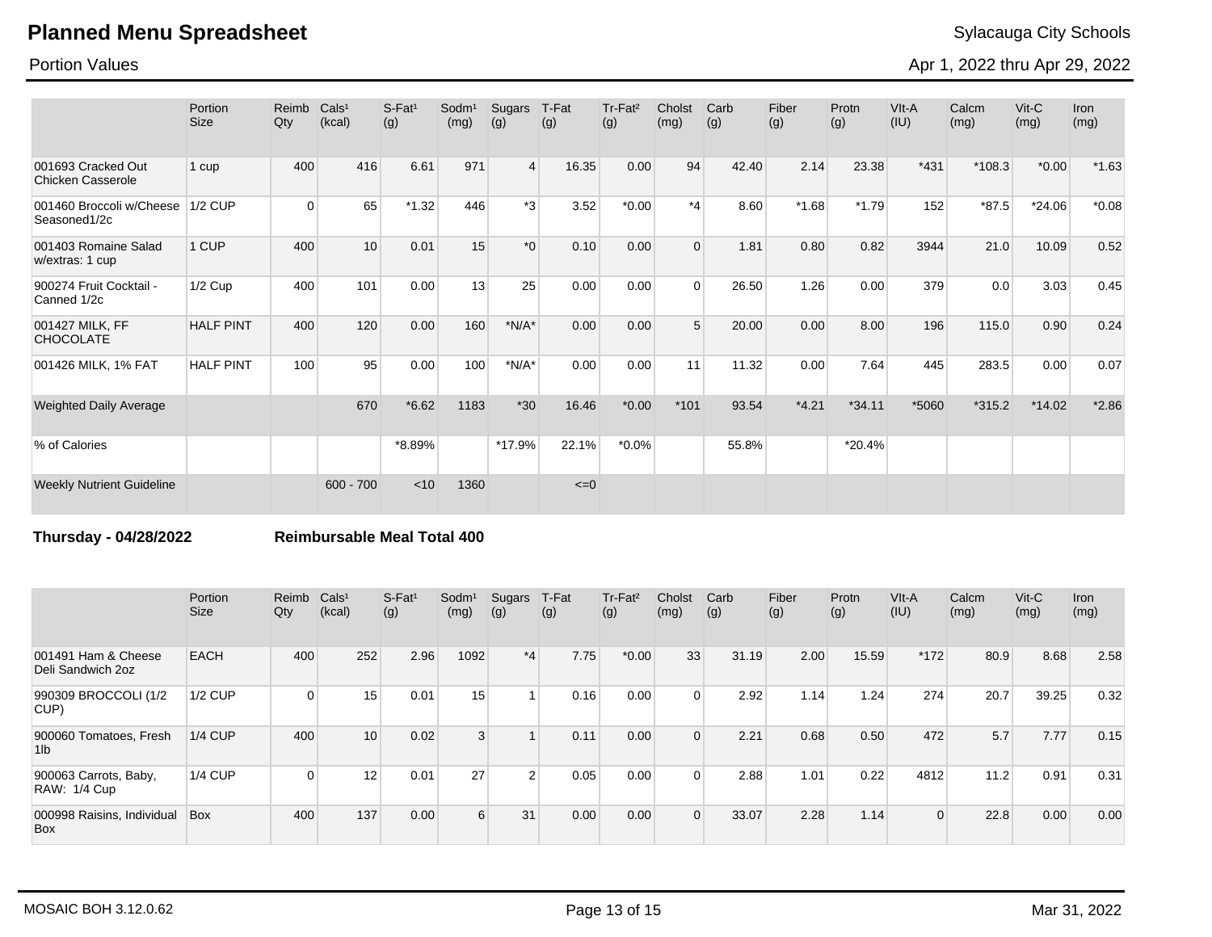# Planned Menu Spreadsheet

Sylacauga City Schools

Portion Values

Apr 1, 2022 thru Apr 29, 2022

| | Portion Size | Reimb Qty | Cals[1] (kcal) | S-Fat[1] (g) | Sodm[1] (mg) | Sugars (g) | T-Fat (g) | Tr-Fat[2] (g) | Cholst (mg) | Carb (g) | Fiber (g) | Protn (g) | VIt-A (IU) | Calcm (mg) | Vit-C (mg) | Iron (mg) |
|---|---|---|---|---|---|---|---|---|---|---|---|---|---|---|---|---|
| 001693 Cracked Out Chicken Casserole | 1 cup | 400 | 416 | 6.61 | 971 | 4 | 16.35 | 0.00 | 94 | 42.40 | 2.14 | 23.38 | *431 | *108.3 | *0.00 | *1.63 |
| 001460 Broccoli w/Cheese Seasoned1/2c | 1/2 CUP | 0 | 65 | *1.32 | 446 | *3 | 3.52 | *0.00 | *4 | 8.60 | *1.68 | *1.79 | 152 | *87.5 | *24.06 | *0.08 |
| 001403 Romaine Salad w/extras: 1 cup | 1 CUP | 400 | 10 | 0.01 | 15 | *0 | 0.10 | 0.00 | 0 | 1.81 | 0.80 | 0.82 | 3944 | 21.0 | 10.09 | 0.52 |
| 900274 Fruit Cocktail - Canned 1/2c | 1/2 Cup | 400 | 101 | 0.00 | 13 | 25 | 0.00 | 0.00 | 0 | 26.50 | 1.26 | 0.00 | 379 | 0.0 | 3.03 | 0.45 |
| 001427 MILK, FF CHOCOLATE | HALF PINT | 400 | 120 | 0.00 | 160 | *N/A* | 0.00 | 0.00 | 5 | 20.00 | 0.00 | 8.00 | 196 | 115.0 | 0.90 | 0.24 |
| 001426 MILK, 1% FAT | HALF PINT | 100 | 95 | 0.00 | 100 | *N/A* | 0.00 | 0.00 | 11 | 11.32 | 0.00 | 7.64 | 445 | 283.5 | 0.00 | 0.07 |
| Weighted Daily Average | | | 670 | *6.62 | 1183 | *30 | 16.46 | *0.00 | *101 | 93.54 | *4.21 | *34.11 | *5060 | *315.2 | *14.02 | *2.86 |
| % of Calories | | | | *8.89% | | *17.9% | 22.1% | *0.0% | | 55.8% | | *20.4% | | | | |
| Weekly Nutrient Guideline | | | 600 - 700 | <10 | 1360 | | <=0 | | | | | | | | | |

**Thursday - 04/28/2022** **Reimbursable Meal Total 400**

| | Portion Size | Reimb Qty | Cals[1] (kcal) | S-Fat[1] (g) | Sodm[1] (mg) | Sugars (g) | T-Fat (g) | Tr-Fat[2] (g) | Cholst (mg) | Carb (g) | Fiber (g) | Protn (g) | VIt-A (IU) | Calcm (mg) | Vit-C (mg) | Iron (mg) |
|---|---|---|---|---|---|---|---|---|---|---|---|---|---|---|---|---|
| 001491 Ham & Cheese Deli Sandwich 2oz | EACH | 400 | 252 | 2.96 | 1092 | *4 | 7.75 | *0.00 | 33 | 31.19 | 2.00 | 15.59 | *172 | 80.9 | 8.68 | 2.58 |
| 990309 BROCCOLI (1/2 CUP) | 1/2 CUP | 0 | 15 | 0.01 | 15 | 1 | 0.16 | 0.00 | 0 | 2.92 | 1.14 | 1.24 | 274 | 20.7 | 39.25 | 0.32 |
| 900060 Tomatoes, Fresh 1lb | 1/4 CUP | 400 | 10 | 0.02 | 3 | 1 | 0.11 | 0.00 | 0 | 2.21 | 0.68 | 0.50 | 472 | 5.7 | 7.77 | 0.15 |
| 900063 Carrots, Baby, RAW: 1/4 Cup | 1/4 CUP | 0 | 12 | 0.01 | 27 | 2 | 0.05 | 0.00 | 0 | 2.88 | 1.01 | 0.22 | 4812 | 11.2 | 0.91 | 0.31 |
| 000998 Raisins, Individual Box | Box | 400 | 137 | 0.00 | 6 | 31 | 0.00 | 0.00 | 0 | 33.07 | 2.28 | 1.14 | 0 | 22.8 | 0.00 | 0.00 |

MOSAIC BOH 3.12.0.62

Mar 31, 2022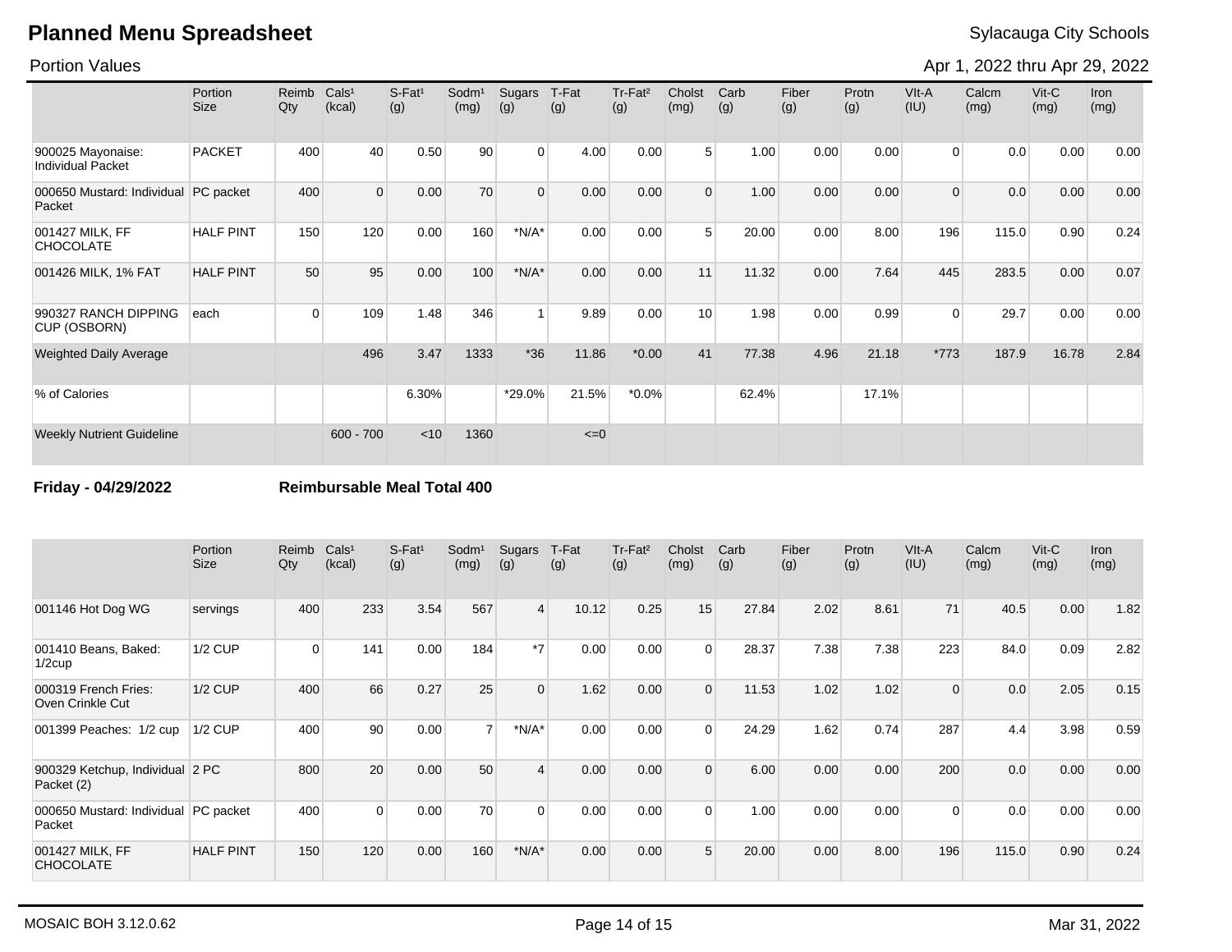# Planned Menu Spreadsheet

Sylacauga City Schools

Portion Values

Apr 1, 2022 thru Apr 29, 2022

| | Portion Size | Reimb Qty | Cals[1] (kcal) | S-Fat[1] (g) | Sodm[1] (mg) | Sugars (g) | T-Fat (g) | Tr-Fat[2] (g) | Cholst (mg) | Carb (g) | Fiber (g) | Protn (g) | VIt-A (IU) | Calcm (mg) | Vit-C (mg) | Iron (mg) |
|---|---|---|---|---|---|---|---|---|---|---|---|---|---|---|---|---|
| 900025 Mayonaise: Individual Packet | PACKET | 400 | 40 | 0.50 | 90 | 0 | 4.00 | 0.00 | 5 | 1.00 | 0.00 | 0.00 | 0 | 0.0 | 0.00 | 0.00 |
| 000650 Mustard: Individual Packet | PC packet | 400 | 0 | 0.00 | 70 | 0 | 0.00 | 0.00 | 0 | 1.00 | 0.00 | 0.00 | 0 | 0.0 | 0.00 | 0.00 |
| 001427 MILK, FF CHOCOLATE | HALF PINT | 150 | 120 | 0.00 | 160 | *N/A* | 0.00 | 0.00 | 5 | 20.00 | 0.00 | 8.00 | 196 | 115.0 | 0.90 | 0.24 |
| 001426 MILK, 1% FAT | HALF PINT | 50 | 95 | 0.00 | 100 | *N/A* | 0.00 | 0.00 | 11 | 11.32 | 0.00 | 7.64 | 445 | 283.5 | 0.00 | 0.07 |
| 990327 RANCH DIPPING CUP (OSBORN) | each | 0 | 109 | 1.48 | 346 | 1 | 9.89 | 0.00 | 10 | 1.98 | 0.00 | 0.99 | 0 | 29.7 | 0.00 | 0.00 |
| Weighted Daily Average | | | 496 | 3.47 | 1333 | *36 | 11.86 | *0.00 | 41 | 77.38 | 4.96 | 21.18 | *773 | 187.9 | 16.78 | 2.84 |
| % of Calories | | | | 6.30% | | *29.0% | 21.5% | *0.0% | | 62.4% | | 17.1% | | | | |
| Weekly Nutrient Guideline | | | 600 - 700 | <10 | 1360 | | <=0 | | | | | | | | | |

**Friday - 04/29/2022** **Reimbursable Meal Total 400**

| | Portion Size | Reimb Qty | Cals[1] (kcal) | S-Fat[1] (g) | Sodm[1] (mg) | Sugars (g) | T-Fat (g) | Tr-Fat[2] (g) | Cholst (mg) | Carb (g) | Fiber (g) | Protn (g) | VIt-A (IU) | Calcm (mg) | Vit-C (mg) | Iron (mg) |
|---|---|---|---|---|---|---|---|---|---|---|---|---|---|---|---|---|
| 001146 Hot Dog WG | servings | 400 | 233 | 3.54 | 567 | 4 | 10.12 | 0.25 | 15 | 27.84 | 2.02 | 8.61 | 71 | 40.5 | 0.00 | 1.82 |
| 001410 Beans, Baked: 1/2cup | 1/2 CUP | 0 | 141 | 0.00 | 184 | *7 | 0.00 | 0.00 | 0 | 28.37 | 7.38 | 7.38 | 223 | 84.0 | 0.09 | 2.82 |
| 000319 French Fries: Oven Crinkle Cut | 1/2 CUP | 400 | 66 | 0.27 | 25 | 0 | 1.62 | 0.00 | 0 | 11.53 | 1.02 | 1.02 | 0 | 0.0 | 2.05 | 0.15 |
| 001399 Peaches: 1/2 cup | 1/2 CUP | 400 | 90 | 0.00 | 7 | *N/A* | 0.00 | 0.00 | 0 | 24.29 | 1.62 | 0.74 | 287 | 4.4 | 3.98 | 0.59 |
| 900329 Ketchup, Individual Packet (2) | 2 PC | 800 | 20 | 0.00 | 50 | 4 | 0.00 | 0.00 | 0 | 6.00 | 0.00 | 0.00 | 200 | 0.0 | 0.00 | 0.00 |
| 000650 Mustard: Individual Packet | PC packet | 400 | 0 | 0.00 | 70 | 0 | 0.00 | 0.00 | 0 | 1.00 | 0.00 | 0.00 | 0 | 0.0 | 0.00 | 0.00 |
| 001427 MILK, FF CHOCOLATE | HALF PINT | 150 | 120 | 0.00 | 160 | *N/A* | 0.00 | 0.00 | 5 | 20.00 | 0.00 | 8.00 | 196 | 115.0 | 0.90 | 0.24 |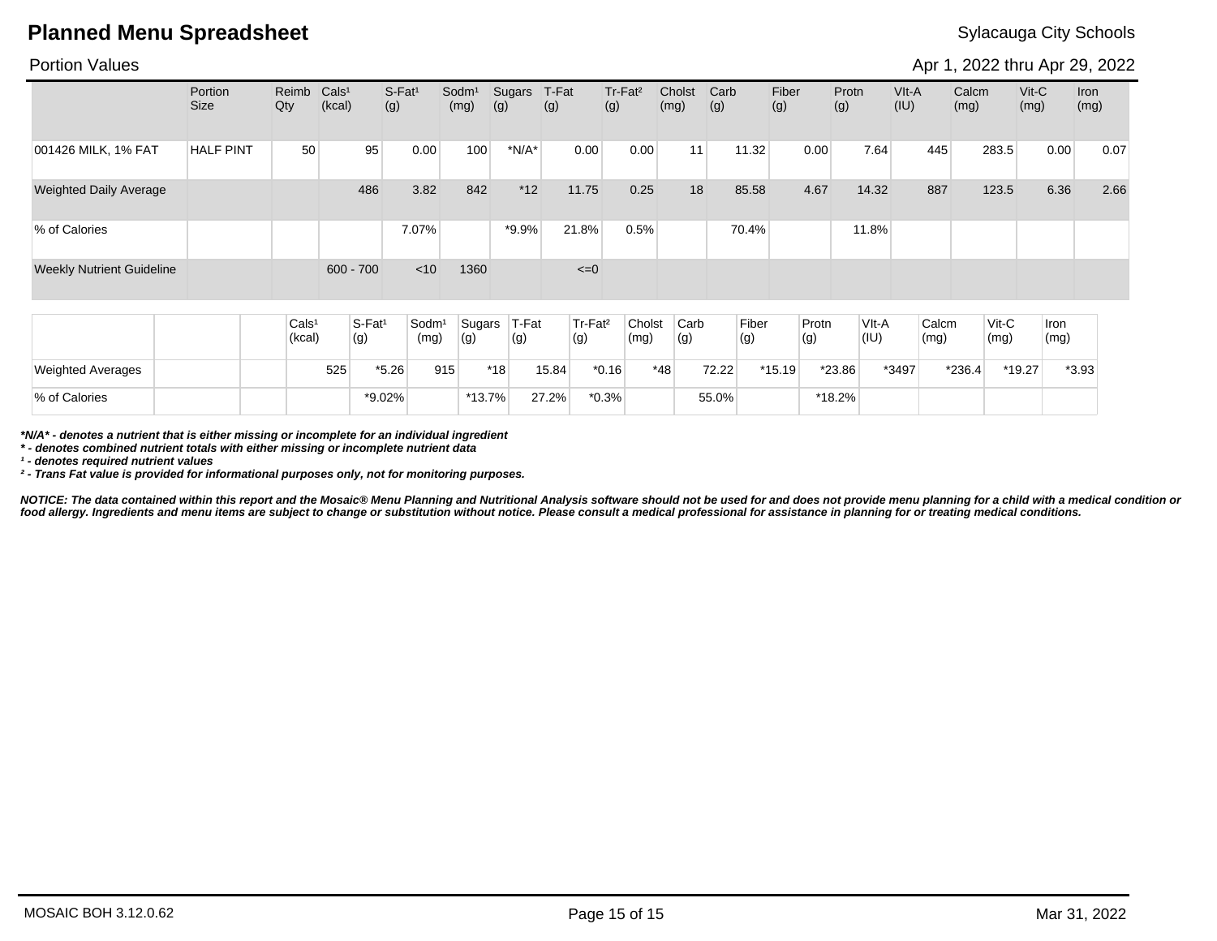# Planned Menu Spreadsheet

Sylacauga City Schools

Portion Values

Apr 1, 2022 thru Apr 29, 2022

| | Portion Size | Reimb Qty | Cals¹ (kcal) | S-Fat¹ (g) | Sodm¹ (mg) | Sugars (g) | T-Fat (g) | Tr-Fat² (g) | Cholst (mg) | Carb (g) | Fiber (g) | Protn (g) | VIt-A (IU) | Calcm (mg) | Vit-C (mg) | Iron (mg) |
|---|---|---|---|---|---|---|---|---|---|---|---|---|---|---|---|---|
| 001426 MILK, 1% FAT | HALF PINT | 50 | 95 | 0.00 | 100 | *N/A* | 0.00 | 0.00 | 11 | 11.32 | 0.00 | 7.64 | 445 | 283.5 | 0.00 | 0.07 |
| Weighted Daily Average | | | 486 | 3.82 | 842 | *12 | 11.75 | 0.25 | 18 | 85.58 | 4.67 | 14.32 | 887 | 123.5 | 6.36 | 2.66 |
| % of Calories | | | | 7.07% | | *9.9% | 21.8% | 0.5% | | 70.4% | | 11.8% | | | | |
| Weekly Nutrient Guideline | | | 600 - 700 | <10 | 1360 | | <=0 | | | | | | | | | |

| | | | Cals¹ (kcal) | S-Fat¹ (g) | Sodm¹ (mg) | Sugars (g) | T-Fat (g) | Tr-Fat² (g) | Cholst (mg) | Carb (g) | Fiber (g) | Protn (g) | VIt-A (IU) | Calcm (mg) | Vit-C (mg) | Iron (mg) |
|---|---|---|---|---|---|---|---|---|---|---|---|---|---|---|---|---|
| Weighted Averages | | | 525 | *5.26 | 915 | *18 | 15.84 | *0.16 | *48 | 72.22 | *15.19 | *23.86 | *3497 | *236.4 | *19.27 | *3.93 |
| % of Calories | | | | *9.02% | | *13.7% | 27.2% | *0.3% | | 55.0% | | *18.2% | | | | |

***N/A* - denotes a nutrient that is either missing or incomplete for an individual ingredient***

*** - denotes combined nutrient totals with either missing or incomplete nutrient data***

***¹ - denotes required nutrient values***

***² - Trans Fat value is provided for informational purposes only, not for monitoring purposes.***

***NOTICE: The data contained within this report and the Mosaic® Menu Planning and Nutritional Analysis software should not be used for and does not provide menu planning for a child with a medical condition or food allergy. Ingredients and menu items are subject to change or substitution without notice. Please consult a medical professional for assistance in planning for or treating medical conditions.***

MOSAIC BOH 3.12.0.62

Mar 31, 2022